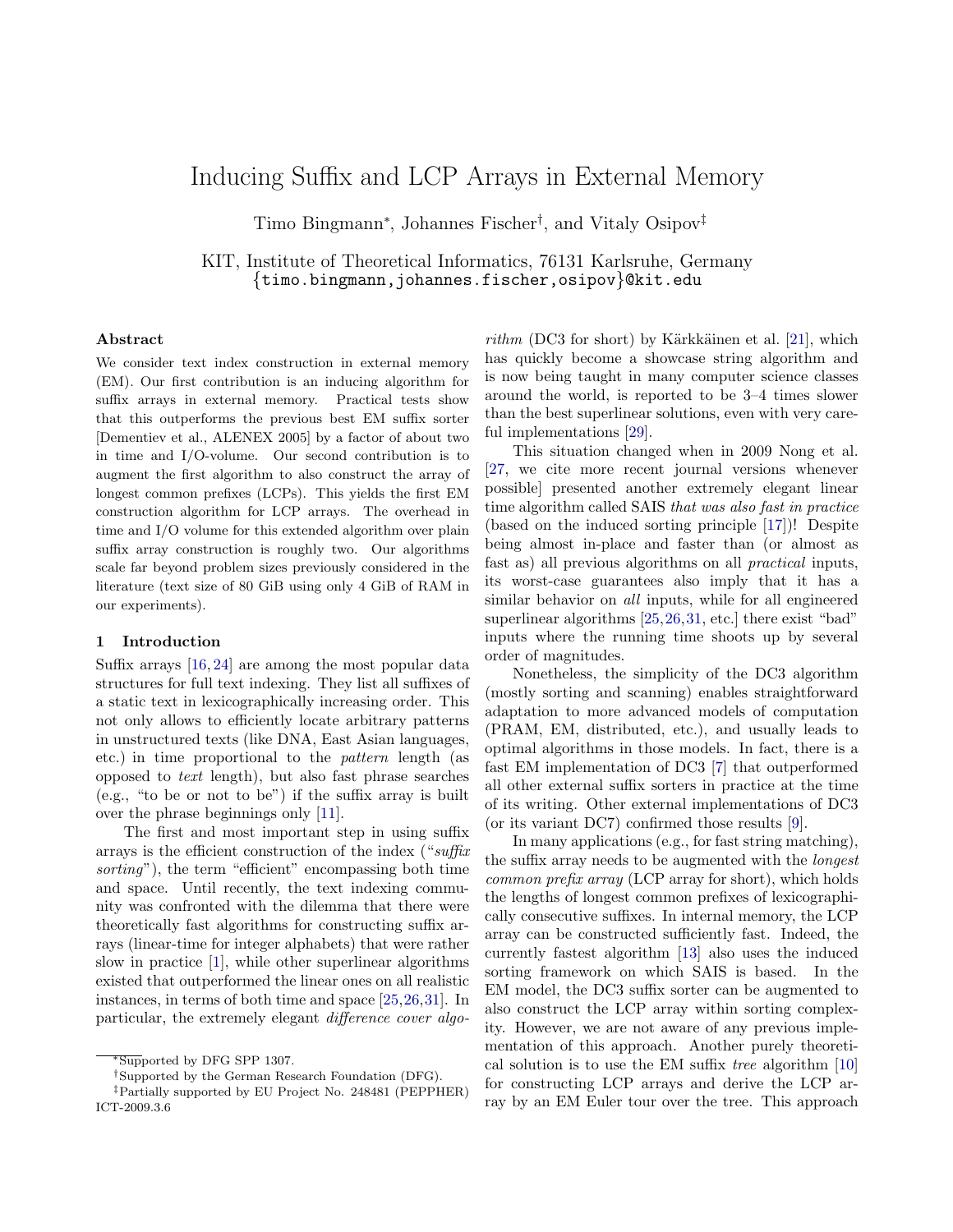# Inducing Suffix and LCP Arrays in External Memory

Timo Bingmann*, Johannes Fischer†, and Vitaly Osipov‡

KIT, Institute of Theoretical Informatics, 76131 Karlsruhe, Germany
{timo.bingmann,johannes.fischer,osipov}@kit.edu

### Abstract

We consider text index construction in external memory (EM). Our first contribution is an inducing algorithm for suffix arrays in external memory. Practical tests show that this outperforms the previous best EM suffix sorter [Dementiev et al., ALENEX 2005] by a factor of about two in time and I/O-volume. Our second contribution is to augment the first algorithm to also construct the array of longest common prefixes (LCPs). This yields the first EM construction algorithm for LCP arrays. The overhead in time and I/O volume for this extended algorithm over plain suffix array construction is roughly two. Our algorithms scale far beyond problem sizes previously considered in the literature (text size of 80 GiB using only 4 GiB of RAM in our experiments).

## 1 Introduction

Suffix arrays [16, 24] are among the most popular data structures for full text indexing. They list all suffixes of a static text in lexicographically increasing order. This not only allows to efficiently locate arbitrary patterns in unstructured texts (like DNA, East Asian languages, etc.) in time proportional to the *pattern* length (as opposed to *text* length), but also fast phrase searches (e.g., "to be or not to be") if the suffix array is built over the phrase beginnings only [11].

The first and most important step in using suffix arrays is the efficient construction of the index ("*suffix sorting*"), the term "efficient" encompassing both time and space. Until recently, the text indexing community was confronted with the dilemma that there were theoretically fast algorithms for constructing suffix arrays (linear-time for integer alphabets) that were rather slow in practice [1], while other superlinear algorithms existed that outperformed the linear ones on all realistic instances, in terms of both time and space [25,26,31]. In particular, the extremely elegant *difference cover algorithm* (DC3 for short) by Kärkkäinen et al. [21], which has quickly become a showcase string algorithm and is now being taught in many computer science classes around the world, is reported to be 3–4 times slower than the best superlinear solutions, even with very careful implementations [29].

This situation changed when in 2009 Nong et al. [27, we cite more recent journal versions whenever possible] presented another extremely elegant linear time algorithm called SAIS *that was also fast in practice* (based on the induced sorting principle [17])! Despite being almost in-place and faster than (or almost as fast as) all previous algorithms on all *practical* inputs, its worst-case guarantees also imply that it has a similar behavior on *all* inputs, while for all engineered superlinear algorithms [25,26,31, etc.] there exist "bad" inputs where the running time shoots up by several order of magnitudes.

Nonetheless, the simplicity of the DC3 algorithm (mostly sorting and scanning) enables straightforward adaptation to more advanced models of computation (PRAM, EM, distributed, etc.), and usually leads to optimal algorithms in those models. In fact, there is a fast EM implementation of DC3 [7] that outperformed all other external suffix sorters in practice at the time of its writing. Other external implementations of DC3 (or its variant DC7) confirmed those results [9].

In many applications (e.g., for fast string matching), the suffix array needs to be augmented with the *longest common prefix array* (LCP array for short), which holds the lengths of longest common prefixes of lexicographically consecutive suffixes. In internal memory, the LCP array can be constructed sufficiently fast. Indeed, the currently fastest algorithm [13] also uses the induced sorting framework on which SAIS is based. In the EM model, the DC3 suffix sorter can be augmented to also construct the LCP array within sorting complexity. However, we are not aware of any previous implementation of this approach. Another purely theoretical solution is to use the EM suffix *tree* algorithm [10] for constructing LCP arrays and derive the LCP array by an EM Euler tour over the tree. This approach

---

*Supported by DFG SPP 1307.

†Supported by the German Research Foundation (DFG).

‡Partially supported by EU Project No. 248481 (PEPPHER) ICT-2009.3.6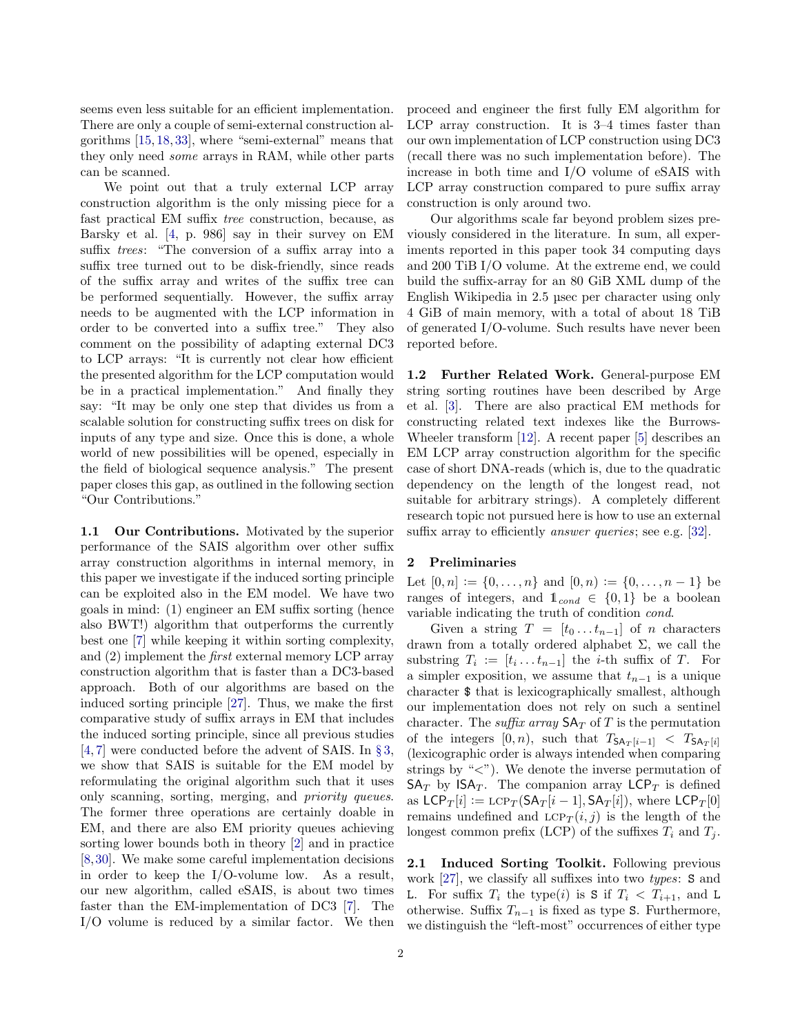seems even less suitable for an efficient implementation. There are only a couple of semi-external construction algorithms [15, 18, 33], where "semi-external" means that they only need *some* arrays in RAM, while other parts can be scanned.

We point out that a truly external LCP array construction algorithm is the only missing piece for a fast practical EM suffix *tree* construction, because, as Barsky et al. [4, p. 986] say in their survey on EM suffix *trees*: "The conversion of a suffix array into a suffix tree turned out to be disk-friendly, since reads of the suffix array and writes of the suffix tree can be performed sequentially. However, the suffix array needs to be augmented with the LCP information in order to be converted into a suffix tree." They also comment on the possibility of adapting external DC3 to LCP arrays: "It is currently not clear how efficient the presented algorithm for the LCP computation would be in a practical implementation." And finally they say: "It may be only one step that divides us from a scalable solution for constructing suffix trees on disk for inputs of any type and size. Once this is done, a whole world of new possibilities will be opened, especially in the field of biological sequence analysis." The present paper closes this gap, as outlined in the following section "Our Contributions."

**1.1 Our Contributions.** Motivated by the superior performance of the SAIS algorithm over other suffix array construction algorithms in internal memory, in this paper we investigate if the induced sorting principle can be exploited also in the EM model. We have two goals in mind: (1) engineer an EM suffix sorting (hence also BWT!) algorithm that outperforms the currently best one [7] while keeping it within sorting complexity, and (2) implement the *first* external memory LCP array construction algorithm that is faster than a DC3-based approach. Both of our algorithms are based on the induced sorting principle [27]. Thus, we make the first comparative study of suffix arrays in EM that includes the induced sorting principle, since all previous studies [4, 7] were conducted before the advent of SAIS. In § 3, we show that SAIS is suitable for the EM model by reformulating the original algorithm such that it uses only scanning, sorting, merging, and *priority queues*. The former three operations are certainly doable in EM, and there are also EM priority queues achieving sorting lower bounds both in theory [2] and in practice [8, 30]. We make some careful implementation decisions in order to keep the I/O-volume low. As a result, our new algorithm, called eSAIS, is about two times faster than the EM-implementation of DC3 [7]. The I/O volume is reduced by a similar factor. We then proceed and engineer the first fully EM algorithm for LCP array construction. It is 3–4 times faster than our own implementation of LCP construction using DC3 (recall there was no such implementation before). The increase in both time and I/O volume of eSAIS with LCP array construction compared to pure suffix array construction is only around two.

Our algorithms scale far beyond problem sizes previously considered in the literature. In sum, all experiments reported in this paper took 34 computing days and 200 TiB I/O volume. At the extreme end, we could build the suffix-array for an 80 GiB XML dump of the English Wikipedia in 2.5 µsec per character using only 4 GiB of main memory, with a total of about 18 TiB of generated I/O-volume. Such results have never been reported before.

**1.2 Further Related Work.** General-purpose EM string sorting routines have been described by Arge et al. [3]. There are also practical EM methods for constructing related text indexes like the Burrows-Wheeler transform [12]. A recent paper [5] describes an EM LCP array construction algorithm for the specific case of short DNA-reads (which is, due to the quadratic dependency on the length of the longest read, not suitable for arbitrary strings). A completely different research topic not pursued here is how to use an external suffix array to efficiently *answer queries*; see e.g. [32].

## 2 Preliminaries

Let $[0, n] := \{0, \dots, n\}$ and $[0, n) := \{0, \dots, n-1\}$ be ranges of integers, and $\mathbb{1}_{cond} \in \{0, 1\}$ be a boolean variable indicating the truth of condition *cond*.

Given a string $T = [t_0 \dots t_{n-1}]$ of $n$ characters drawn from a totally ordered alphabet $\Sigma$, we call the substring $T_i := [t_i \dots t_{n-1}]$ the $i$-th suffix of $T$. For a simpler exposition, we assume that $t_{n-1}$ is a unique character $ that is lexicographically smallest, although our implementation does not rely on such a sentinel character. The *suffix array* $\mathsf{SA}_T$ of $T$ is the permutation of the integers $[0, n)$, such that $T_{\mathsf{SA}_T[i-1]} < T_{\mathsf{SA}_T[i]}$ (lexicographic order is always intended when comparing strings by "<"). We denote the inverse permutation of $\mathsf{SA}_T$ by $\mathsf{ISA}_T$. The companion array $\mathsf{LCP}_T$ is defined as $\mathsf{LCP}_T[i] := \textsc{lcp}_T(\mathsf{SA}_T[i-1], \mathsf{SA}_T[i])$, where $\mathsf{LCP}_T[0]$ remains undefined and $\textsc{lcp}_T(i, j)$ is the length of the longest common prefix (LCP) of the suffixes $T_i$ and $T_j$.

**2.1 Induced Sorting Toolkit.** Following previous work [27], we classify all suffixes into two *types*: S and L. For suffix $T_i$ the type($i$) is S if $T_i < T_{i+1}$, and L otherwise. Suffix $T_{n-1}$ is fixed as type S. Furthermore, we distinguish the "left-most" occurrences of either type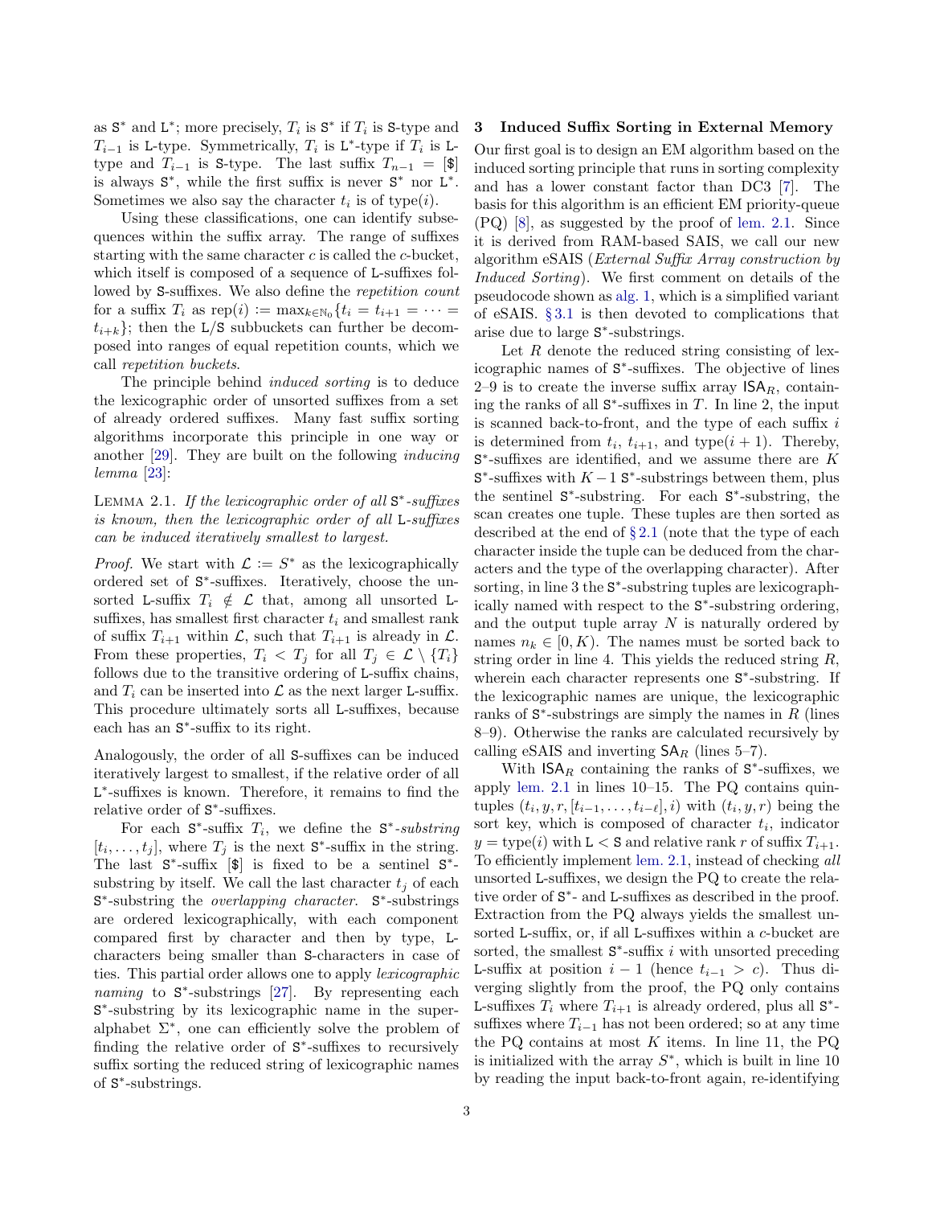as $\mathtt{S}^*$ and $\mathtt{L}^*$; more precisely, $T_i$ is $\mathtt{S}^*$ if $T_i$ is $\mathtt{S}$-type and $T_{i-1}$ is $\mathtt{L}$-type. Symmetrically, $T_i$ is $\mathtt{L}^*$-type if $T_i$ is $\mathtt{L}$-type and $T_{i-1}$ is $\mathtt{S}$-type. The last suffix $T_{n-1} = [\$]$ is always $\mathtt{S}^*$, while the first suffix is never $\mathtt{S}^*$ nor $\mathtt{L}^*$. Sometimes we also say the character $t_i$ is of type$(i)$.

Using these classifications, one can identify subsequences within the suffix array. The range of suffixes starting with the same character $c$ is called the $c$-bucket, which itself is composed of a sequence of $\mathtt{L}$-suffixes followed by $\mathtt{S}$-suffixes. We also define the *repetition count* for a suffix $T_i$ as $\text{rep}(i) := \max_{k \in \mathbb{N}_0}\{t_i = t_{i+1} = \cdots = t_{i+k}\}$; then the $\mathtt{L}/\mathtt{S}$ subbuckets can further be decomposed into ranges of equal repetition counts, which we call *repetition buckets*.

The principle behind *induced sorting* is to deduce the lexicographic order of unsorted suffixes from a set of already ordered suffixes. Many fast suffix sorting algorithms incorporate this principle in one way or another [29]. They are built on the following *inducing lemma* [23]:

Lemma 2.1. *If the lexicographic order of all $\mathtt{S}^*$-suffixes is known, then the lexicographic order of all $\mathtt{L}$-suffixes can be induced iteratively smallest to largest.*

*Proof.* We start with $\mathcal{L} := S^*$ as the lexicographically ordered set of $\mathtt{S}^*$-suffixes. Iteratively, choose the unsorted $\mathtt{L}$-suffix $T_i \notin \mathcal{L}$ that, among all unsorted $\mathtt{L}$-suffixes, has smallest first character $t_i$ and smallest rank of suffix $T_{i+1}$ within $\mathcal{L}$, such that $T_{i+1}$ is already in $\mathcal{L}$. From these properties, $T_i < T_j$ for all $T_j \in \mathcal{L} \setminus \{T_i\}$ follows due to the transitive ordering of $\mathtt{L}$-suffix chains, and $T_i$ can be inserted into $\mathcal{L}$ as the next larger $\mathtt{L}$-suffix. This procedure ultimately sorts all $\mathtt{L}$-suffixes, because each has an $\mathtt{S}^*$-suffix to its right.

Analogously, the order of all $\mathtt{S}$-suffixes can be induced iteratively largest to smallest, if the relative order of all $\mathtt{L}^*$-suffixes is known. Therefore, it remains to find the relative order of $\mathtt{S}^*$-suffixes.

For each $\mathtt{S}^*$-suffix $T_i$, we define the $\mathtt{S}^*$-*substring* $[t_i, \ldots, t_j]$, where $T_j$ is the next $\mathtt{S}^*$-suffix in the string. The last $\mathtt{S}^*$-suffix $[\$]$ is fixed to be a sentinel $\mathtt{S}^*$-substring by itself. We call the last character $t_j$ of each $\mathtt{S}^*$-substring the *overlapping character*. $\mathtt{S}^*$-substrings are ordered lexicographically, with each component compared first by character and then by type, $\mathtt{L}$-characters being smaller than $\mathtt{S}$-characters in case of ties. This partial order allows one to apply *lexicographic naming* to $\mathtt{S}^*$-substrings [27]. By representing each $\mathtt{S}^*$-substring by its lexicographic name in the super-alphabet $\Sigma^*$, one can efficiently solve the problem of finding the relative order of $\mathtt{S}^*$-suffixes to recursively suffix sorting the reduced string of lexicographic names of $\mathtt{S}^*$-substrings.

## 3 Induced Suffix Sorting in External Memory

Our first goal is to design an EM algorithm based on the induced sorting principle that runs in sorting complexity and has a lower constant factor than DC3 [7]. The basis for this algorithm is an efficient EM priority-queue (PQ) [8], as suggested by the proof of lem. 2.1. Since it is derived from RAM-based SAIS, we call our new algorithm eSAIS (*External Suffix Array construction by Induced Sorting*). We first comment on details of the pseudocode shown as alg. 1, which is a simplified variant of eSAIS. § 3.1 is then devoted to complications that arise due to large $\mathtt{S}^*$-substrings.

Let $R$ denote the reduced string consisting of lexicographic names of $\mathtt{S}^*$-suffixes. The objective of lines 2–9 is to create the inverse suffix array $\mathsf{ISA}_R$, containing the ranks of all $\mathtt{S}^*$-suffixes in $T$. In line 2, the input is scanned back-to-front, and the type of each suffix $i$ is determined from $t_i$, $t_{i+1}$, and type$(i+1)$. Thereby, $\mathtt{S}^*$-suffixes are identified, and we assume there are $K$ $\mathtt{S}^*$-suffixes with $K-1$ $\mathtt{S}^*$-substrings between them, plus the sentinel $\mathtt{S}^*$-substring. For each $\mathtt{S}^*$-substring, the scan creates one tuple. These tuples are then sorted as described at the end of § 2.1 (note that the type of each character inside the tuple can be deduced from the characters and the type of the overlapping character). After sorting, in line 3 the $\mathtt{S}^*$-substring tuples are lexicographically named with respect to the $\mathtt{S}^*$-substring ordering, and the output tuple array $N$ is naturally ordered by names $n_k \in [0, K)$. The names must be sorted back to string order in line 4. This yields the reduced string $R$, wherein each character represents one $\mathtt{S}^*$-substring. If the lexicographic names are unique, the lexicographic ranks of $\mathtt{S}^*$-substrings are simply the names in $R$ (lines 8–9). Otherwise the ranks are calculated recursively by calling eSAIS and inverting $\mathsf{SA}_R$ (lines 5–7).

With $\mathsf{ISA}_R$ containing the ranks of $\mathtt{S}^*$-suffixes, we apply lem. 2.1 in lines 10–15. The PQ contains quintuples $(t_i, y, r, [t_{i-1}, \ldots, t_{i-\ell}], i)$ with $(t_i, y, r)$ being the sort key, which is composed of character $t_i$, indicator $y = \text{type}(i)$ with $\mathtt{L} < \mathtt{S}$ and relative rank $r$ of suffix $T_{i+1}$. To efficiently implement lem. 2.1, instead of checking *all* unsorted $\mathtt{L}$-suffixes, we design the PQ to create the relative order of $\mathtt{S}^*$- and $\mathtt{L}$-suffixes as described in the proof. Extraction from the PQ always yields the smallest unsorted $\mathtt{L}$-suffix, or, if all $\mathtt{L}$-suffixes within a $c$-bucket are sorted, the smallest $\mathtt{S}^*$-suffix $i$ with unsorted preceding $\mathtt{L}$-suffix at position $i-1$ (hence $t_{i-1} > c$). Thus diverging slightly from the proof, the PQ only contains $\mathtt{L}$-suffixes $T_i$ where $T_{i+1}$ is already ordered, plus all $\mathtt{S}^*$-suffixes where $T_{i-1}$ has not been ordered; so at any time the PQ contains at most $K$ items. In line 11, the PQ is initialized with the array $S^*$, which is built in line 10 by reading the input back-to-front again, re-identifying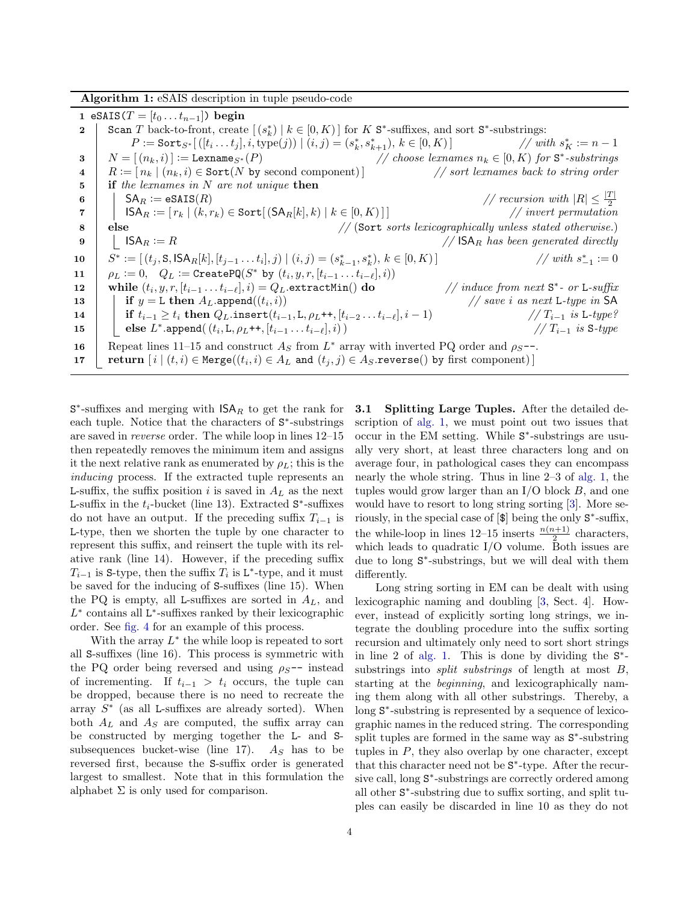**Algorithm 1:** eSAIS description in tuple pseudo-code

```
 1  eSAIS(T = [t_0 ... t_{n-1}]) begin
 2      Scan T back-to-front, create [ (s*_k) | k ∈ [0,K) ] for K S*-suffixes, and sort S*-substrings:
            P := Sort_{S*}[ ([t_i ... t_j], i, type(j)) | (i,j) = (s*_k, s*_{k+1}), k ∈ [0,K) ]      // with s*_K := n-1
 3      N = [ (n_k, i) ] := Lexname_{S*}(P)                  // choose lexnames n_k ∈ [0,K) for S*-substrings
 4      R := [ n_k | (n_k, i) ∈ Sort(N by second component) ]           // sort lexnames back to string order
 5      if the lexnames in N are not unique then
 6          SA_R := eSAIS(R)                                            // recursion with |R| ≤ |T|/2
 7          ISA_R := [ r_k | (k, r_k) ∈ Sort[ (SA_R[k], k) | k ∈ [0,K) ] ]       // invert permutation
 8      else                               // (Sort sorts lexicographically unless stated otherwise.)
 9          ISA_R := R                                          // ISA_R has been generated directly
10      S* := [ (t_j, S, ISA_R[k], [t_{j-1} ... t_i], j) | (i,j) = (s*_{k-1}, s*_k), k ∈ [0,K) ]   // with s*_{-1} := 0
11      ρ_L := 0,  Q_L := CreatePQ(S* by (t_i, y, r, [t_{i-1} ... t_{i-ℓ}], i))
12      while (t_i, y, r, [t_{i-1} ... t_{i-ℓ}], i) = Q_L.extractMin() do     // induce from next S*- or L-suffix
13          if y = L then A_L.append((t_i, i))                           // save i as next L-type in SA
14          if t_{i-1} ≥ t_i then Q_L.insert(t_{i-1}, L, ρ_L++, [t_{i-2} ... t_{i-ℓ}], i-1)   // T_{i-1} is L-type?
15          else L*.append( (t_i, L, ρ_L++, [t_{i-1} ... t_{i-ℓ}], i) )                  // T_{i-1} is S-type
16      Repeat lines 11–15 and construct A_S from L* array with inverted PQ order and ρ_S--.
17      return [ i | (t,i) ∈ Merge((t_i, i) ∈ A_L and (t_j, j) ∈ A_S.reverse() by first component) ]
```

S*-suffixes and merging with $\mathsf{ISA}_R$ to get the rank for each tuple. Notice that the characters of S*-substrings are saved in *reverse* order. The while loop in lines 12–15 then repeatedly removes the minimum item and assigns it the next relative rank as enumerated by $\rho_L$; this is the *inducing* process. If the extracted tuple represents an L-suffix, the suffix position $i$ is saved in $A_L$ as the next L-suffix in the $t_i$-bucket (line 13). Extracted S*-suffixes do not have an output. If the preceding suffix $T_{i-1}$ is L-type, then we shorten the tuple by one character to represent this suffix, and reinsert the tuple with its relative rank (line 14). However, if the preceding suffix $T_{i-1}$ is S-type, then the suffix $T_i$ is L*-type, and it must be saved for the inducing of S-suffixes (line 15). When the PQ is empty, all L-suffixes are sorted in $A_L$, and $L^*$ contains all L*-suffixes ranked by their lexicographic order. See fig. 4 for an example of this process.

With the array $L^*$ the while loop is repeated to sort all S-suffixes (line 16). This process is symmetric with the PQ order being reversed and using $\rho_S$-- instead of incrementing. If $t_{i-1} > t_i$ occurs, the tuple can be dropped, because there is no need to recreate the array $S^*$ (as all L-suffixes are already sorted). When both $A_L$ and $A_S$ are computed, the suffix array can be constructed by merging together the L- and S-subsequences bucket-wise (line 17). $A_S$ has to be reversed first, because the S-suffix order is generated largest to smallest. Note that in this formulation the alphabet $\Sigma$ is only used for comparison.

**3.1 Splitting Large Tuples.** After the detailed description of alg. 1, we must point out two issues that occur in the EM setting. While S*-substrings are usually very short, at least three characters long and on average four, in pathological cases they can encompass nearly the whole string. Thus in line 2–3 of alg. 1, the tuples would grow larger than an I/O block $B$, and one would have to resort to long string sorting [3]. More seriously, in the special case of [\$] being the only S*-suffix, the while-loop in lines 12–15 inserts $\frac{n(n+1)}{2}$ characters, which leads to quadratic I/O volume. Both issues are due to long S*-substrings, but we will deal with them differently.

Long string sorting in EM can be dealt with using lexicographic naming and doubling [3, Sect. 4]. However, instead of explicitly sorting long strings, we integrate the doubling procedure into the suffix sorting recursion and ultimately only need to sort short strings in line 2 of alg. 1. This is done by dividing the S*-substrings into *split substrings* of length at most $B$, starting at the *beginning*, and lexicographically naming them along with all other substrings. Thereby, a long S*-substring is represented by a sequence of lexicographic names in the reduced string. The corresponding split tuples are formed in the same way as S*-substring tuples in $P$, they also overlap by one character, except that this character need not be S*-type. After the recursive call, long S*-substrings are correctly ordered among all other S*-substring due to suffix sorting, and split tuples can easily be discarded in line 10 as they do not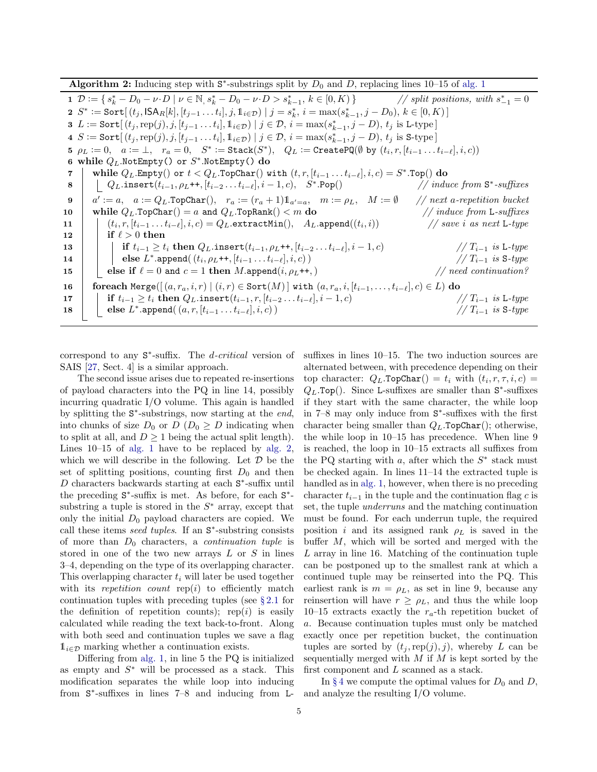**Algorithm 2:** Inducing step with $\mathtt{S}^*$-substrings split by $D_0$ and $D$, replacing lines 10–15 of alg. 1

```
1  𝒟 := { s*_k − D_0 − ν·D | ν ∈ ℕ, s*_k − D_0 − ν·D > s*_{k−1}, k ∈ [0,K) }        // split positions, with s*_{−1} = 0
2  S* := Sort[ (t_j, ISA_R[k], [t_{j−1} … t_i], j, 𝟙_{i∈𝒟}) | j = s*_k, i = max(s*_{k−1}, j − D_0), k ∈ [0,K) ]
3  L := Sort[ (t_j, rep(j), j, [t_{j−1} … t_i], 𝟙_{i∈𝒟}) | j ∈ 𝒟, i = max(s*_{k−1}, j − D), t_j is L-type ]
4  S := Sort[ (t_j, rep(j), j, [t_{j−1} … t_i], 𝟙_{i∈𝒟}) | j ∈ 𝒟, i = max(s*_{k−1}, j − D), t_j is S-type ]
5  ρ_L := 0,  a := ⊥,  r_a = 0,  S* := Stack(S*),  Q_L := CreatePQ(∅ by (t_i, r, [t_{i−1} … t_{i−ℓ}], i, c))
6  while Q_L.NotEmpty() or S*.NotEmpty() do
7      while Q_L.Empty() or t < Q_L.TopChar() with (t, r, [t_{i−1} … t_{i−ℓ}], i, c) = S*.Top() do
8          Q_L.insert(t_{i−1}, ρ_L++, [t_{i−2} … t_{i−ℓ}], i − 1, c),  S*.Pop()          // induce from S*-suffixes
9      a' := a,  a := Q_L.TopChar(),  r_a := (r_a + 1)𝟙_{a'=a},  m := ρ_L,  M := ∅      // next a-repetition bucket
10     while Q_L.TopChar() = a and Q_L.TopRank() < m do                                 // induce from L-suffixes
11         (t_i, r, [t_{i−1} … t_{i−ℓ}], i, c) = Q_L.extractMin(),  A_L.append((t_i, i))  // save i as next L-type
12         if ℓ > 0 then
13             if t_{i−1} ≥ t_i then Q_L.insert(t_{i−1}, ρ_L++, [t_{i−2} … t_{i−ℓ}], i − 1, c)   // T_{i−1} is L-type
14             else L*.append( (t_i, ρ_L++, [t_{i−1} … t_{i−ℓ}], i, c) )                 // T_{i−1} is S-type
15         else if ℓ = 0 and c = 1 then M.append(i, ρ_L++, )                            // need continuation?
16     foreach Merge([ (a, r_a, i, r) | (i, r) ∈ Sort(M) ] with (a, r_a, i, [t_{i−1}, …, t_{i−ℓ}], c) ∈ L) do
17         if t_{i−1} ≥ t_i then Q_L.insert(t_{i−1}, r, [t_{i−2} … t_{i−ℓ}], i − 1, c)    // T_{i−1} is L-type
18         else L*.append( (a, r, [t_{i−1} … t_{i−ℓ}], i, c) )                           // T_{i−1} is S-type
```

correspond to any $\mathtt{S}^*$-suffix. The *d-critical* version of SAIS [27, Sect. 4] is a similar approach.

The second issue arises due to repeated re-insertions of payload characters into the PQ in line 14, possibly incurring quadratic I/O volume. This again is handled by splitting the $\mathtt{S}^*$-substrings, now starting at the *end*, into chunks of size $D_0$ or $D$ ($D_0 \geq D$ indicating when to split at all, and $D \geq 1$ being the actual split length). Lines 10–15 of alg. 1 have to be replaced by alg. 2, which we will describe in the following. Let $\mathcal{D}$ be the set of splitting positions, counting first $D_0$ and then $D$ characters backwards starting at each $\mathtt{S}^*$-suffix until the preceding $\mathtt{S}^*$-suffix is met. As before, for each $\mathtt{S}^*$-substring a tuple is stored in the $S^*$ array, except that only the initial $D_0$ payload characters are copied. We call these items *seed tuples*. If an $\mathtt{S}^*$-substring consists of more than $D_0$ characters, a *continuation tuple* is stored in one of the two new arrays $L$ or $S$ in lines 3–4, depending on the type of its overlapping character. This overlapping character $t_i$ will later be used together with its *repetition count* $\mathrm{rep}(i)$ to efficiently match continuation tuples with preceding tuples (see § 2.1 for the definition of repetition counts); $\mathrm{rep}(i)$ is easily calculated while reading the text back-to-front. Along with both seed and continuation tuples we save a flag $\mathbb{1}_{i\in\mathcal{D}}$ marking whether a continuation exists.

Differing from alg. 1, in line 5 the PQ is initialized as empty and $S^*$ will be processed as a stack. This modification separates the while loop into inducing from $\mathtt{S}^*$-suffixes in lines 7–8 and inducing from $\mathtt{L}$-suffixes in lines 10–15. The two induction sources are alternated between, with precedence depending on their top character: $Q_L.\mathtt{TopChar}() = t_i$ with $(t_i, r, \tau, i, c) = Q_L.\mathtt{Top}()$. Since $\mathtt{L}$-suffixes are smaller than $\mathtt{S}^*$-suffixes if they start with the same character, the while loop in 7–8 may only induce from $\mathtt{S}^*$-suffixes with the first character being smaller than $Q_L.\mathtt{TopChar}()$; otherwise, the while loop in 10–15 has precedence. When line 9 is reached, the loop in 10–15 extracts all suffixes from the PQ starting with $a$, after which the $S^*$ stack must be checked again. In lines 11–14 the extracted tuple is handled as in alg. 1, however, when there is no preceding character $t_{i-1}$ in the tuple and the continuation flag $c$ is set, the tuple *underruns* and the matching continuation must be found. For each underrun tuple, the required position $i$ and its assigned rank $\rho_L$ is saved in the buffer $M$, which will be sorted and merged with the $L$ array in line 16. Matching of the continuation tuple can be postponed up to the smallest rank at which a continued tuple may be reinserted into the PQ. This earliest rank is $m = \rho_L$, as set in line 9, because any reinsertion will have $r \geq \rho_L$, and thus the while loop 10–15 extracts exactly the $r_a$-th repetition bucket of $a$. Because continuation tuples must only be matched exactly once per repetition bucket, the continuation tuples are sorted by $(t_j, \mathrm{rep}(j), j)$, whereby $L$ can be sequentially merged with $M$ if $M$ is kept sorted by the first component and $L$ scanned as a stack.

In § 4 we compute the optimal values for $D_0$ and $D$, and analyze the resulting I/O volume.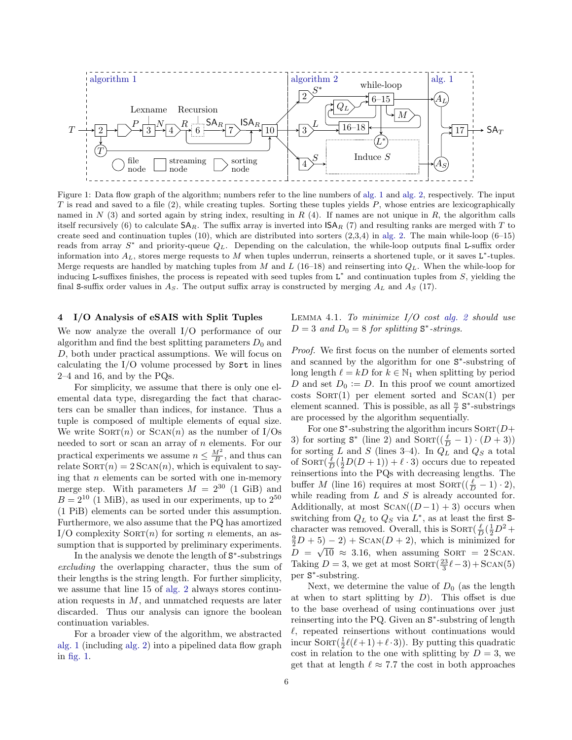Figure 1: Data flow graph of the algorithm; numbers refer to the line numbers of alg. 1 and alg. 2, respectively. The input $T$ is read and saved to a file (2), while creating tuples. Sorting these tuples yields $P$, whose entries are lexicographically named in $N$ (3) and sorted again by string index, resulting in $R$ (4). If names are not unique in $R$, the algorithm calls itself recursively (6) to calculate $\mathsf{SA}_R$. The suffix array is inverted into $\mathsf{ISA}_R$ (7) and resulting ranks are merged with $T$ to create seed and continuation tuples (10), which are distributed into sorters (2,3,4) in alg. 2. The main while-loop (6–15) reads from array $S^*$ and priority-queue $Q_L$. Depending on the calculation, the while-loop outputs final L-suffix order information into $A_L$, stores merge requests to $M$ when tuples underrun, reinserts a shortened tuple, or it saves $\mathtt{L}^*$-tuples. Merge requests are handled by matching tuples from $M$ and $L$ (16–18) and reinserting into $Q_L$. When the while-loop for inducing L-suffixes finishes, the process is repeated with seed tuples from $\mathtt{L}^*$ and continuation tuples from $S$, yielding the final S-suffix order values in $A_S$. The output suffix array is constructed by merging $A_L$ and $A_S$ (17).

## 4 I/O Analysis of eSAIS with Split Tuples

We now analyze the overall I/O performance of our algorithm and find the best splitting parameters $D_0$ and $D$, both under practical assumptions. We will focus on calculating the I/O volume processed by `Sort` in lines 2–4 and 16, and by the PQs.

For simplicity, we assume that there is only one elemental data type, disregarding the fact that characters can be smaller than indices, for instance. Thus a tuple is composed of multiple elements of equal size. We write $\mathrm{Sort}(n)$ or $\mathrm{Scan}(n)$ as the number of I/Os needed to sort or scan an array of $n$ elements. For our practical experiments we assume $n \le \frac{M^2}{B}$, and thus can relate $\mathrm{Sort}(n) = 2\,\mathrm{Scan}(n)$, which is equivalent to saying that $n$ elements can be sorted with one in-memory merge step. With parameters $M = 2^{30}$ (1 GiB) and $B = 2^{10}$ (1 MiB), as used in our experiments, up to $2^{50}$ (1 PiB) elements can be sorted under this assumption. Furthermore, we also assume that the PQ has amortized I/O complexity $\mathrm{Sort}(n)$ for sorting $n$ elements, an assumption that is supported by preliminary experiments.

In the analysis we denote the length of $\mathtt{S}^*$-substrings *excluding* the overlapping character, thus the sum of their lengths is the string length. For further simplicity, we assume that line 15 of alg. 2 always stores continuation requests in $M$, and unmatched requests are later discarded. Thus our analysis can ignore the boolean continuation variables.

For a broader view of the algorithm, we abstracted alg. 1 (including alg. 2) into a pipelined data flow graph in fig. 1.

Lemma 4.1. *To minimize I/O cost alg. 2 should use $D = 3$ and $D_0 = 8$ for splitting $\mathtt{S}^*$-strings.*

*Proof.* We first focus on the number of elements sorted and scanned by the algorithm for one $\mathtt{S}^*$-substring of long length $\ell = kD$ for $k \in \mathbb{N}_1$ when splitting by period $D$ and set $D_0 := D$. In this proof we count amortized costs $\mathrm{Sort}(1)$ per element sorted and $\mathrm{Scan}(1)$ per element scanned. This is possible, as all $\frac{n}{\ell}$ $\mathtt{S}^*$-substrings are processed by the algorithm sequentially.

For one $\mathtt{S}^*$-substring the algorithm incurs $\mathrm{Sort}(D+3)$ for sorting $\mathtt{S}^*$ (line 2) and $\mathrm{Sort}((\frac{\ell}{D}-1)\cdot(D+3))$ for sorting $L$ and $S$ (lines 3–4). In $Q_L$ and $Q_S$ a total of $\mathrm{Sort}(\frac{\ell}{D}(\frac{1}{2}D(D+1)) + \ell\cdot 3)$ occurs due to repeated reinsertions into the PQs with decreasing lengths. The buffer $M$ (line 16) requires at most $\mathrm{Sort}((\frac{\ell}{D}-1)\cdot 2)$, while reading from $L$ and $S$ is already accounted for. Additionally, at most $\mathrm{Scan}((D-1)+3)$ occurs when switching from $Q_L$ to $Q_S$ via $L^*$, as at least the first $\mathtt{S}$-character was removed. Overall, this is $\mathrm{Sort}(\frac{\ell}{D}(\frac{1}{2}D^2 + \frac{9}{2}D + 5) - 2) + \mathrm{Scan}(D+2)$, which is minimized for $D = \sqrt{10} \approx 3.16$, when assuming $\mathrm{Sort} = 2\,\mathrm{Scan}$. Taking $D = 3$, we get at most $\mathrm{Sort}(\frac{23}{3}\ell - 3) + \mathrm{Scan}(5)$ per $\mathtt{S}^*$-substring.

Next, we determine the value of $D_0$ (as the length at when to start splitting by $D$). This offset is due to the base overhead of using continuations over just reinserting into the PQ. Given an $\mathtt{S}^*$-substring of length $\ell$, repeated reinsertions without continuations would incur $\mathrm{Sort}(\frac{1}{2}\ell(\ell+1) + \ell\cdot 3))$. By putting this quadratic cost in relation to the one with splitting by $D = 3$, we get that at length $\ell \approx 7.7$ the cost in both approaches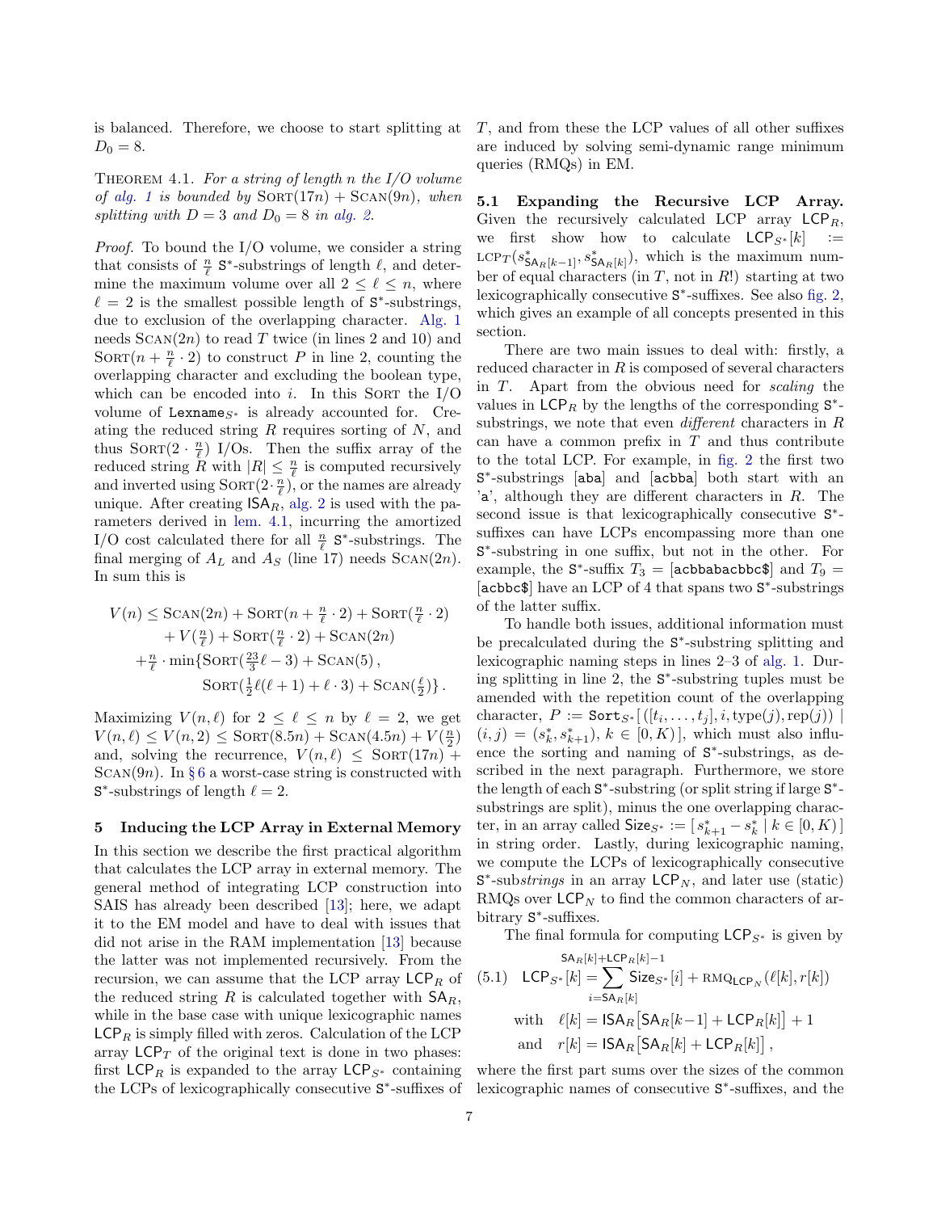is balanced. Therefore, we choose to start splitting at $D_0 = 8$.

THEOREM 4.1. *For a string of length $n$ the I/O volume of alg. 1 is bounded by* $\text{SORT}(17n) + \text{SCAN}(9n)$*, when splitting with $D = 3$ and $D_0 = 8$ in alg. 2.*

*Proof.* To bound the I/O volume, we consider a string that consists of $\frac{n}{\ell}$ $\mathtt{S}^*$-substrings of length $\ell$, and determine the maximum volume over all $2 \le \ell \le n$, where $\ell = 2$ is the smallest possible length of $\mathtt{S}^*$-substrings, due to exclusion of the overlapping character. Alg. 1 needs $\text{SCAN}(2n)$ to read $T$ twice (in lines 2 and 10) and $\text{SORT}(n + \frac{n}{\ell} \cdot 2)$ to construct $P$ in line 2, counting the overlapping character and excluding the boolean type, which can be encoded into $i$. In this SORT the I/O volume of $\mathtt{Lexname}_{S^*}$ is already accounted for. Creating the reduced string $R$ requires sorting of $N$, and thus $\text{SORT}(2 \cdot \frac{n}{\ell})$ I/Os. Then the suffix array of the reduced string $R$ with $|R| \le \frac{n}{\ell}$ is computed recursively and inverted using $\text{SORT}(2 \cdot \frac{n}{\ell})$, or the names are already unique. After creating $\mathsf{ISA}_R$, alg. 2 is used with the parameters derived in lem. 4.1, incurring the amortized I/O cost calculated there for all $\frac{n}{\ell}$ $\mathtt{S}^*$-substrings. The final merging of $A_L$ and $A_S$ (line 17) needs $\text{SCAN}(2n)$. In sum this is

$$
\begin{aligned}
V(n) \le\ & \text{SCAN}(2n) + \text{SORT}(n + \tfrac{n}{\ell} \cdot 2) + \text{SORT}(\tfrac{n}{\ell} \cdot 2) \\
& + V(\tfrac{n}{\ell}) + \text{SORT}(\tfrac{n}{\ell} \cdot 2) + \text{SCAN}(2n) \\
& + \tfrac{n}{\ell} \cdot \min\{\text{SORT}(\tfrac{23}{3}\ell - 3) + \text{SCAN}(5)\,, \\
& \qquad \text{SORT}(\tfrac{1}{2}\ell(\ell+1) + \ell \cdot 3) + \text{SCAN}(\tfrac{\ell}{2})\}\,.
\end{aligned}
$$

Maximizing $V(n, \ell)$ for $2 \le \ell \le n$ by $\ell = 2$, we get $V(n, \ell) \le V(n, 2) \le \text{SORT}(8.5n) + \text{SCAN}(4.5n) + V(\frac{n}{2})$ and, solving the recurrence, $V(n, \ell) \le \text{SORT}(17n) + \text{SCAN}(9n)$. In § 6 a worst-case string is constructed with $\mathtt{S}^*$-substrings of length $\ell = 2$.

## 5 Inducing the LCP Array in External Memory

In this section we describe the first practical algorithm that calculates the LCP array in external memory. The general method of integrating LCP construction into SAIS has already been described [13]; here, we adapt it to the EM model and have to deal with issues that did not arise in the RAM implementation [13] because the latter was not implemented recursively. From the recursion, we can assume that the LCP array $\mathsf{LCP}_R$ of the reduced string $R$ is calculated together with $\mathsf{SA}_R$, while in the base case with unique lexicographic names $\mathsf{LCP}_R$ is simply filled with zeros. Calculation of the LCP array $\mathsf{LCP}_T$ of the original text is done in two phases: first $\mathsf{LCP}_R$ is expanded to the array $\mathsf{LCP}_{S^*}$ containing the LCPs of lexicographically consecutive $\mathtt{S}^*$-suffixes of $T$, and from these the LCP values of all other suffixes are induced by solving semi-dynamic range minimum queries (RMQs) in EM.

**5.1 Expanding the Recursive LCP Array.** Given the recursively calculated LCP array $\mathsf{LCP}_R$, we first show how to calculate $\mathsf{LCP}_{S^*}[k] := \text{LCP}_T(s^*_{\mathsf{SA}_R[k-1]}, s^*_{\mathsf{SA}_R[k]})$, which is the maximum number of equal characters (in $T$, not in $R$!) starting at two lexicographically consecutive $\mathtt{S}^*$-suffixes. See also fig. 2, which gives an example of all concepts presented in this section.

There are two main issues to deal with: firstly, a reduced character in $R$ is composed of several characters in $T$. Apart from the obvious need for *scaling* the values in $\mathsf{LCP}_R$ by the lengths of the corresponding $\mathtt{S}^*$-substrings, we note that even *different* characters in $R$ can have a common prefix in $T$ and thus contribute to the total LCP. For example, in fig. 2 the first two $\mathtt{S}^*$-substrings [aba] and [acbba] both start with an 'a', although they are different characters in $R$. The second issue is that lexicographically consecutive $\mathtt{S}^*$-suffixes can have LCPs encompassing more than one $\mathtt{S}^*$-substring in one suffix, but not in the other. For example, the $\mathtt{S}^*$-suffix $T_3$ = [acbbabacbbc$] and $T_9$ = [acbbc$] have an LCP of 4 that spans two $\mathtt{S}^*$-substrings of the latter suffix.

To handle both issues, additional information must be precalculated during the $\mathtt{S}^*$-substring splitting and lexicographic naming steps in lines 2–3 of alg. 1. During splitting in line 2, the $\mathtt{S}^*$-substring tuples must be amended with the repetition count of the overlapping character, $P := \mathtt{Sort}_{S^*}[\,([t_i, \dots, t_j], i, \text{type}(j), \text{rep}(j)) \mid (i,j) = (s^*_k, s^*_{k+1}),\ k \in [0, K)\,]$, which must also influence the sorting and naming of $\mathtt{S}^*$-substrings, as described in the next paragraph. Furthermore, we store the length of each $\mathtt{S}^*$-substring (or split string if large $\mathtt{S}^*$-substrings are split), minus the one overlapping character, in an array called $\mathsf{Size}_{S^*} := [\, s^*_{k+1} - s^*_k \mid k \in [0, K)\,]$ in string order. Lastly, during lexicographic naming, we compute the LCPs of lexicographically consecutive $\mathtt{S}^*$-sub*strings* in an array $\mathsf{LCP}_N$, and later use (static) RMQs over $\mathsf{LCP}_N$ to find the common characters of arbitrary $\mathtt{S}^*$-suffixes.

The final formula for computing $\mathsf{LCP}_{S^*}$ is given by

$$
\begin{aligned}
(5.1)\quad \mathsf{LCP}_{S^*}[k] &= \sum_{i=\mathsf{SA}_R[k]}^{\mathsf{SA}_R[k]+\mathsf{LCP}_R[k]-1} \mathsf{Size}_{S^*}[i] + \text{RMQ}_{\mathsf{LCP}_N}(\ell[k], r[k]) \\
\text{with}\quad \ell[k] &= \mathsf{ISA}_R\big[\mathsf{SA}_R[k-1] + \mathsf{LCP}_R[k]\big] + 1 \\
\text{and}\quad r[k] &= \mathsf{ISA}_R\big[\mathsf{SA}_R[k] + \mathsf{LCP}_R[k]\big]\,,
\end{aligned}
$$

where the first part sums over the sizes of the common lexicographic names of consecutive $\mathtt{S}^*$-suffixes, and the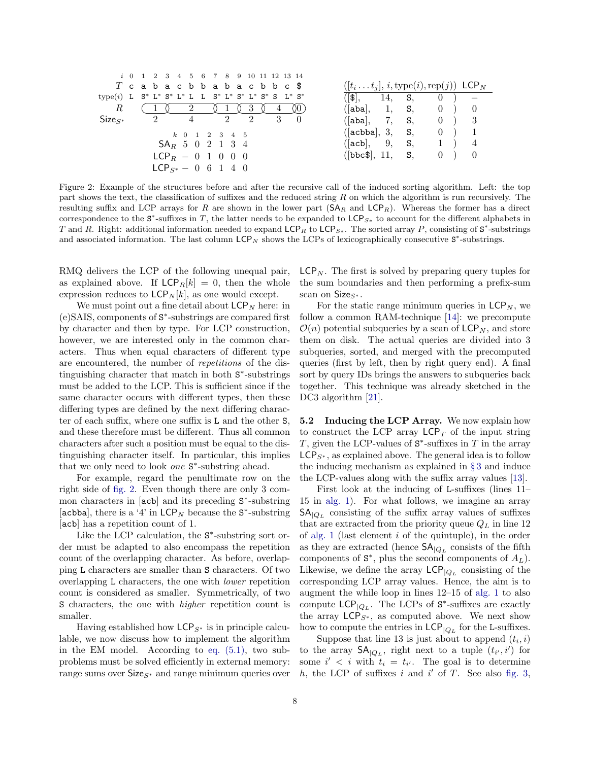| $i$ | 0 | 1 | 2 | 3 | 4 | 5 | 6 | 7 | 8 | 9 | 10 | 11 | 12 | 13 | 14 |
|---|---|---|---|---|---|---|---|---|---|---|---|---|---|---|---|
| $T$ | c | a | b | a | c | b | b | a | b | a | c | b | b | c | $ |
| type($i$) | L | S* | L* | S* | L* | L | L | S* | L* | S* | L* | S* | S | L* | S* |
| $R$ | | 1 | | 2 | | | | 1 | | 3 | | 4 | | | 0 |
| $\mathsf{Size}_{S^*}$ | | 2 | | 4 | | | | 2 | | 2 | | 3 | | | 0 |

| $k$ | 0 | 1 | 2 | 3 | 4 | 5 |
|---|---|---|---|---|---|---|
| $\mathsf{SA}_R$ | 5 | 0 | 2 | 1 | 3 | 4 |
| $\mathsf{LCP}_R$ | – | 0 | 1 | 0 | 0 | 0 |
| $\mathsf{LCP}_{S^*}$ | – | 0 | 6 | 1 | 4 | 0 |

| $([t_i \dots t_j],$ | $i,$ | type($i$), | rep($j$)) | $\mathsf{LCP}_N$ |
|---|---|---|---|---|
| ([\$], | 14, | S, | 0 ) | – |
| ([aba], | 1, | S, | 0 ) | 0 |
| ([aba], | 7, | S, | 0 ) | 3 |
| ([acbba], | 3, | S, | 0 ) | 1 |
| ([acb], | 9, | S, | 1 ) | 4 |
| ([bbc\$], | 11, | S, | 0 ) | 0 |

Figure 2: Example of the structures before and after the recursive call of the induced sorting algorithm. Left: the top part shows the text, the classification of suffixes and the reduced string $R$ on which the algorithm is run recursively. The resulting suffix and LCP arrays for $R$ are shown in the lower part ($\mathsf{SA}_R$ and $\mathsf{LCP}_R$). Whereas the former has a direct correspondence to the S*-suffixes in $T$, the latter needs to be expanded to $\mathsf{LCP}_{S^*}$ to account for the different alphabets in $T$ and $R$. Right: additional information needed to expand $\mathsf{LCP}_R$ to $\mathsf{LCP}_{S^*}$. The sorted array $P$, consisting of S*-substrings and associated information. The last column $\mathsf{LCP}_N$ shows the LCPs of lexicographically consecutive S*-substrings.

RMQ delivers the LCP of the following unequal pair, as explained above. If $\mathsf{LCP}_R[k] = 0$, then the whole expression reduces to $\mathsf{LCP}_N[k]$, as one would except.

We must point out a fine detail about $\mathsf{LCP}_N$ here: in (e)SAIS, components of S*-substrings are compared first by character and then by type. For LCP construction, however, we are interested only in the common characters. Thus when equal characters of different type are encountered, the number of *repetitions* of the distinguishing character that match in both S*-substrings must be added to the LCP. This is sufficient since if the same character occurs with different types, then these differing types are defined by the next differing character of each suffix, where one suffix is L and the other S, and these therefore must be different. Thus all common characters after such a position must be equal to the distinguishing character itself. In particular, this implies that we only need to look *one* S*-substring ahead.

For example, regard the penultimate row on the right side of fig. 2. Even though there are only 3 common characters in [acb] and its preceding S*-substring [acbba], there is a '4' in $\mathsf{LCP}_N$ because the S*-substring [acb] has a repetition count of 1.

Like the LCP calculation, the S*-substring sort order must be adapted to also encompass the repetition count of the overlapping character. As before, overlapping L characters are smaller than S characters. Of two overlapping L characters, the one with *lower* repetition count is considered as smaller. Symmetrically, of two S characters, the one with *higher* repetition count is smaller.

Having established how $\mathsf{LCP}_{S^*}$ is in principle calculable, we now discuss how to implement the algorithm in the EM model. According to eq. (5.1), two subproblems must be solved efficiently in external memory: range sums over $\mathsf{Size}_{S^*}$ and range minimum queries over $\mathsf{LCP}_N$. The first is solved by preparing query tuples for the sum boundaries and then performing a prefix-sum scan on $\mathsf{Size}_{S^*}$.

For the static range minimum queries in $\mathsf{LCP}_N$, we follow a common RAM-technique [14]: we precompute $\mathcal{O}(n)$ potential subqueries by a scan of $\mathsf{LCP}_N$, and store them on disk. The actual queries are divided into 3 subqueries, sorted, and merged with the precomputed queries (first by left, then by right query end). A final sort by query IDs brings the answers to subqueries back together. This technique was already sketched in the DC3 algorithm [21].

**5.2 Inducing the LCP Array.** We now explain how to construct the LCP array $\mathsf{LCP}_T$ of the input string $T$, given the LCP-values of S*-suffixes in $T$ in the array $\mathsf{LCP}_{S^*}$, as explained above. The general idea is to follow the inducing mechanism as explained in § 3 and induce the LCP-values along with the suffix array values [13].

First look at the inducing of L-suffixes (lines 11–15 in alg. 1). For what follows, we imagine an array $\mathsf{SA}_{|Q_L}$ consisting of the suffix array values of suffixes that are extracted from the priority queue $Q_L$ in line 12 of alg. 1 (last element $i$ of the quintuple), in the order as they are extracted (hence $\mathsf{SA}_{|Q_L}$ consists of the fifth components of S*, plus the second components of $A_L$). Likewise, we define the array $\mathsf{LCP}_{|Q_L}$ consisting of the corresponding LCP array values. Hence, the aim is to augment the while loop in lines 12–15 of alg. 1 to also compute $\mathsf{LCP}_{|Q_L}$. The LCPs of S*-suffixes are exactly the array $\mathsf{LCP}_{S^*}$, as computed above. We next show how to compute the entries in $\mathsf{LCP}_{|Q_L}$ for the L-suffixes.

Suppose that line 13 is just about to append $(t_i, i)$ to the array $\mathsf{SA}_{|Q_L}$, right next to a tuple $(t_{i'}, i')$ for some $i' < i$ with $t_i = t_{i'}$. The goal is to determine $h$, the LCP of suffixes $i$ and $i'$ of $T$. See also fig. 3,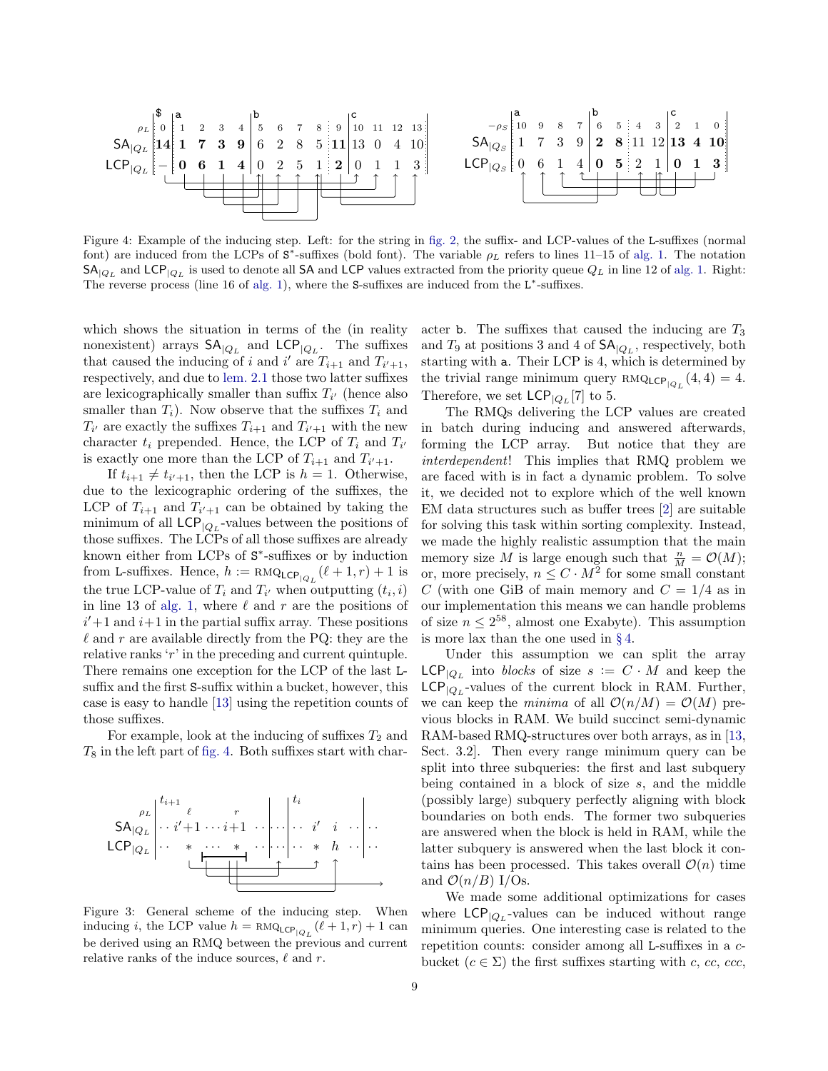|  | $ | a |  |  |  | b |  |  |  |  | c |  |  |  |
|---|---|---|---|---|---|---|---|---|---|---|---|---|---|---|
| $\rho_L$ | 0 | 1 | 2 | 3 | 4 | 5 | 6 | 7 | 8 | 9 | 10 | 11 | 12 | 13 |
| $\mathsf{SA}_{\vert Q_L}$ | **14** | **1** | **7** | **3** | **9** | 6 | 2 | 8 | 5 | **11** | 13 | 0 | 4 | 10 |
| $\mathsf{LCP}_{\vert Q_L}$ | – | **0** | **6** | **1** | **4** | 0 | 2 | 5 | 1 | **2** | 0 | 1 | 1 | 3 |

|  | a |  |  |  | b |  |  |  | c |  |  |
|---|---|---|---|---|---|---|---|---|---|---|---|
| $-\rho_S$ | 10 | 9 | 8 | 7 | 6 | 5 | 4 | 3 | 2 | 1 | 0 |
| $\mathsf{SA}_{\vert Q_S}$ | 1 | 7 | 3 | 9 | **2** | **8** | 11 | 12 | **13** | **4** | **10** |
| $\mathsf{LCP}_{\vert Q_S}$ | 0 | 6 | 1 | 4 | **0** | **5** | 2 | 1 | **0** | **1** | **3** |

Figure 4: Example of the inducing step. Left: for the string in fig. 2, the suffix- and LCP-values of the L-suffixes (normal font) are induced from the LCPs of S*-suffixes (bold font). The variable $\rho_L$ refers to lines 11–15 of alg. 1. The notation $\mathsf{SA}_{|Q_L}$ and $\mathsf{LCP}_{|Q_L}$ is used to denote all SA and LCP values extracted from the priority queue $Q_L$ in line 12 of alg. 1. Right: The reverse process (line 16 of alg. 1), where the S-suffixes are induced from the L*-suffixes.

which shows the situation in terms of the (in reality nonexistent) arrays $\mathsf{SA}_{|Q_L}$ and $\mathsf{LCP}_{|Q_L}$. The suffixes that caused the inducing of $i$ and $i'$ are $T_{i+1}$ and $T_{i'+1}$, respectively, and due to lem. 2.1 those two latter suffixes are lexicographically smaller than suffix $T_{i'}$ (hence also smaller than $T_i$). Now observe that the suffixes $T_i$ and $T_{i'}$ are exactly the suffixes $T_{i+1}$ and $T_{i'+1}$ with the new character $t_i$ prepended. Hence, the LCP of $T_i$ and $T_{i'}$ is exactly one more than the LCP of $T_{i+1}$ and $T_{i'+1}$.

If $t_{i+1} \neq t_{i'+1}$, then the LCP is $h = 1$. Otherwise, due to the lexicographic ordering of the suffixes, the LCP of $T_{i+1}$ and $T_{i'+1}$ can be obtained by taking the minimum of all $\mathsf{LCP}_{|Q_L}$-values between the positions of those suffixes. The LCPs of all those suffixes are already known either from LCPs of S*-suffixes or by induction from L-suffixes. Hence, $h := \text{RMQ}_{\mathsf{LCP}_{|Q_L}}(\ell+1, r) + 1$ is the true LCP-value of $T_i$ and $T_{i'}$ when outputting $(t_i, i)$ in line 13 of alg. 1, where $\ell$ and $r$ are the positions of $i'+1$ and $i+1$ in the partial suffix array. These positions $\ell$ and $r$ are available directly from the PQ: they are the relative ranks '$r$' in the preceding and current quintuple. There remains one exception for the LCP of the last L-suffix and the first S-suffix within a bucket, however, this case is easy to handle [13] using the repetition counts of those suffixes.

For example, look at the inducing of suffixes $T_2$ and $T_8$ in the left part of fig. 4. Both suffixes start with character b. The suffixes that caused the inducing are $T_3$ and $T_9$ at positions 3 and 4 of $\mathsf{SA}_{|Q_L}$, respectively, both starting with a. Their LCP is 4, which is determined by the trivial range minimum query $\text{RMQ}_{\mathsf{LCP}_{|Q_L}}(4,4) = 4$. Therefore, we set $\mathsf{LCP}_{|Q_L}[7]$ to 5.

| $\rho_L$ | $t_{i+1}$: $\ell$ | $r$ |  | $t_i$ |  |  |
|---|---|---|---|---|---|---|
| $\mathsf{SA}_{\vert Q_L}$ | $\cdot\cdot$ $i'{+}1$ $\cdots$ | $i{+}1$ $\cdot\cdot$ | $\cdots$ | $\cdot\cdot$ $i'$ | $i$ | $\cdot\cdot$ |
| $\mathsf{LCP}_{\vert Q_L}$ | $\cdot\cdot$ $*$ $\cdots$ | $*$ $\cdot\cdot$ | $\cdots$ | $\cdot\cdot$ $*$ | $h$ | $\cdot\cdot$ |

Figure 3: General scheme of the inducing step. When inducing $i$, the LCP value $h = \text{RMQ}_{\mathsf{LCP}_{|Q_L}}(\ell+1, r) + 1$ can be derived using an RMQ between the previous and current relative ranks of the induce sources, $\ell$ and $r$.

The RMQs delivering the LCP values are created in batch during inducing and answered afterwards, forming the LCP array. But notice that they are *interdependent*! This implies that RMQ problem we are faced with is in fact a dynamic problem. To solve it, we decided not to explore which of the well known EM data structures such as buffer trees [2] are suitable for solving this task within sorting complexity. Instead, we made the highly realistic assumption that the main memory size $M$ is large enough such that $\frac{n}{M} = \mathcal{O}(M)$; or, more precisely, $n \le C \cdot M^2$ for some small constant $C$ (with one GiB of main memory and $C = 1/4$ as in our implementation this means we can handle problems of size $n \le 2^{58}$, almost one Exabyte). This assumption is more lax than the one used in § 4.

Under this assumption we can split the array $\mathsf{LCP}_{|Q_L}$ into *blocks* of size $s := C \cdot M$ and keep the $\mathsf{LCP}_{|Q_L}$-values of the current block in RAM. Further, we can keep the *minima* of all $\mathcal{O}(n/M) = \mathcal{O}(M)$ previous blocks in RAM. We build succinct semi-dynamic RAM-based RMQ-structures over both arrays, as in [13, Sect. 3.2]. Then every range minimum query can be split into three subqueries: the first and last subquery being contained in a block of size $s$, and the middle (possibly large) subquery perfectly aligning with block boundaries on both ends. The former two subqueries are answered when the block is held in RAM, while the latter subquery is answered when the last block it contains has been processed. This takes overall $\mathcal{O}(n)$ time and $\mathcal{O}(n/B)$ I/Os.

We made some additional optimizations for cases where $\mathsf{LCP}_{|Q_L}$-values can be induced without range minimum queries. One interesting case is related to the repetition counts: consider among all L-suffixes in a $c$-bucket ($c \in \Sigma$) the first suffixes starting with $c$, $cc$, $ccc$,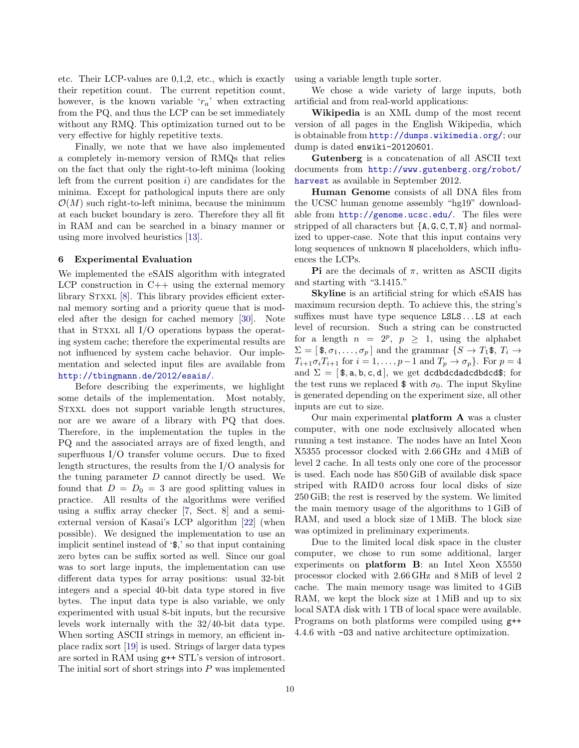etc. Their LCP-values are 0,1,2, etc., which is exactly their repetition count. The current repetition count, however, is the known variable '$r_a$' when extracting from the PQ, and thus the LCP can be set immediately without any RMQ. This optimization turned out to be very effective for highly repetitive texts.

Finally, we note that we have also implemented a completely in-memory version of RMQs that relies on the fact that only the right-to-left minima (looking left from the current position $i$) are candidates for the minima. Except for pathological inputs there are only $\mathcal{O}(M)$ such right-to-left minima, because the minimum at each bucket boundary is zero. Therefore they all fit in RAM and can be searched in a binary manner or using more involved heuristics [13].

## 6 Experimental Evaluation

We implemented the eSAIS algorithm with integrated LCP construction in C++ using the external memory library STXXL [8]. This library provides efficient external memory sorting and a priority queue that is modeled after the design for cached memory [30]. Note that in STXXL all I/O operations bypass the operating system cache; therefore the experimental results are not influenced by system cache behavior. Our implementation and selected input files are available from http://tbingmann.de/2012/esais/.

Before describing the experiments, we highlight some details of the implementation. Most notably, STXXL does not support variable length structures, nor are we aware of a library with PQ that does. Therefore, in the implementation the tuples in the PQ and the associated arrays are of fixed length, and superfluous I/O transfer volume occurs. Due to fixed length structures, the results from the I/O analysis for the tuning parameter $D$ cannot directly be used. We found that $D = D_0 = 3$ are good splitting values in practice. All results of the algorithms were verified using a suffix array checker [7, Sect. 8] and a semi-external version of Kasai's LCP algorithm [22] (when possible). We designed the implementation to use an implicit sentinel instead of '\$,' so that input containing zero bytes can be suffix sorted as well. Since our goal was to sort large inputs, the implementation can use different data types for array positions: usual 32-bit integers and a special 40-bit data type stored in five bytes. The input data type is also variable, we only experimented with usual 8-bit inputs, but the recursive levels work internally with the 32/40-bit data type. When sorting ASCII strings in memory, an efficient in-place radix sort [19] is used. Strings of larger data types are sorted in RAM using `g++` STL's version of introsort. The initial sort of short strings into $P$ was implemented using a variable length tuple sorter.

We chose a wide variety of large inputs, both artificial and from real-world applications:

**Wikipedia** is an XML dump of the most recent version of all pages in the English Wikipedia, which is obtainable from http://dumps.wikimedia.org/; our dump is dated `enwiki-20120601`.

**Gutenberg** is a concatenation of all ASCII text documents from http://www.gutenberg.org/robot/harvest as available in September 2012.

**Human Genome** consists of all DNA files from the UCSC human genome assembly "hg19" downloadable from http://genome.ucsc.edu/. The files were stripped of all characters but {`A`, `G`, `C`, `T`, `N`} and normalized to upper-case. Note that this input contains very long sequences of unknown `N` placeholders, which influences the LCPs.

**Pi** are the decimals of $\pi$, written as ASCII digits and starting with "3.1415."

**Skyline** is an artificial string for which eSAIS has maximum recursion depth. To achieve this, the string's suffixes must have type sequence `LSLS`...`LS` at each level of recursion. Such a string can be constructed for a length $n = 2^p$, $p \geq 1$, using the alphabet $\Sigma = [\,\$, \sigma_1, \dots, \sigma_p\,]$ and the grammar $\{S \to T_1\$,\ T_i \to T_{i+1}\sigma_i T_{i+1}$ for $i = 1, \dots, p-1$ and $T_p \to \sigma_p\}$. For $p = 4$ and $\Sigma = [\,\$, \mathtt{a}, \mathtt{b}, \mathtt{c}, \mathtt{d}\,]$, we get `dcdbdcdadcdbdcd$`; for the test runs we replaced \$ with $\sigma_0$. The input Skyline is generated depending on the experiment size, all other inputs are cut to size.

Our main experimental **platform A** was a cluster computer, with one node exclusively allocated when running a test instance. The nodes have an Intel Xeon X5355 processor clocked with 2.66 GHz and 4 MiB of level 2 cache. In all tests only one core of the processor is used. Each node has 850 GiB of available disk space striped with RAID 0 across four local disks of size 250 GiB; the rest is reserved by the system. We limited the main memory usage of the algorithms to 1 GiB of RAM, and used a block size of 1 MiB. The block size was optimized in preliminary experiments.

Due to the limited local disk space in the cluster computer, we chose to run some additional, larger experiments on **platform B**: an Intel Xeon X5550 processor clocked with 2.66 GHz and 8 MiB of level 2 cache. The main memory usage was limited to 4 GiB RAM, we kept the block size at 1 MiB and up to six local SATA disk with 1 TB of local space were available. Programs on both platforms were compiled using `g++` 4.4.6 with `-O3` and native architecture optimization.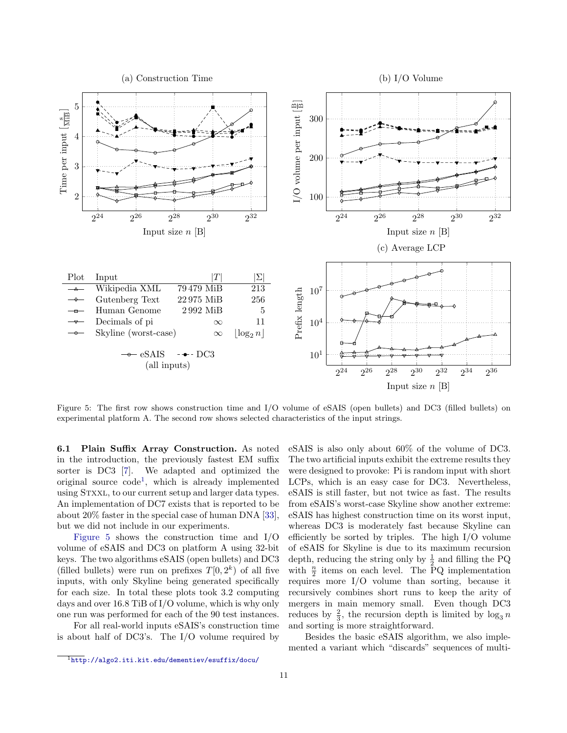(a) Construction Time

(b) I/O Volume

(c) Average LCP

| Plot | Input | $\|T\|$ | $\|\Sigma\|$ |
|---|---|---|---|
| —▲— | Wikipedia XML | 79 479 MiB | 213 |
| —◇— | Gutenberg Text | 22 975 MiB | 256 |
| —□— | Human Genome | 2 992 MiB | 5 |
| —▽— | Decimals of pi | $\infty$ | 11 |
| —○— | Skyline (worst-case) | $\infty$ | $\lfloor \log_2 n \rfloor$ |

—○— eSAIS - -●- - DC3 (all inputs)

Figure 5: The first row shows construction time and I/O volume of eSAIS (open bullets) and DC3 (filled bullets) on experimental platform A. The second row shows selected characteristics of the input strings.

**6.1 Plain Suffix Array Construction.** As noted in the introduction, the previously fastest EM suffix sorter is DC3 [7]. We adapted and optimized the original source code[1], which is already implemented using STXXL, to our current setup and larger data types. An implementation of DC7 exists that is reported to be about 20% faster in the special case of human DNA [33], but we did not include in our experiments.

Figure 5 shows the construction time and I/O volume of eSAIS and DC3 on platform A using 32-bit keys. The two algorithms eSAIS (open bullets) and DC3 (filled bullets) were run on prefixes $T[0, 2^k)$ of all five inputs, with only Skyline being generated specifically for each size. In total these plots took 3.2 computing days and over 16.8 TiB of I/O volume, which is why only one run was performed for each of the 90 test instances.

For all real-world inputs eSAIS's construction time is about half of DC3's. The I/O volume required by eSAIS is also only about 60% of the volume of DC3. The two artificial inputs exhibit the extreme results they were designed to provoke: Pi is random input with short LCPs, which is an easy case for DC3. Nevertheless, eSAIS is still faster, but not twice as fast. The results from eSAIS's worst-case Skyline show another extreme: eSAIS has highest construction time on its worst input, whereas DC3 is moderately fast because Skyline can efficiently be sorted by triples. The high I/O volume of eSAIS for Skyline is due to its maximum recursion depth, reducing the string only by $\frac{1}{2}$ and filling the PQ with $\frac{n}{2}$ items on each level. The PQ implementation requires more I/O volume than sorting, because it recursively combines short runs to keep the arity of mergers in main memory small. Even though DC3 reduces by $\frac{2}{3}$, the recursion depth is limited by $\log_3 n$ and sorting is more straightforward.

Besides the basic eSAIS algorithm, we also implemented a variant which "discards" sequences of multi-

[1] http://algo2.iti.kit.edu/dementiev/esuffix/docu/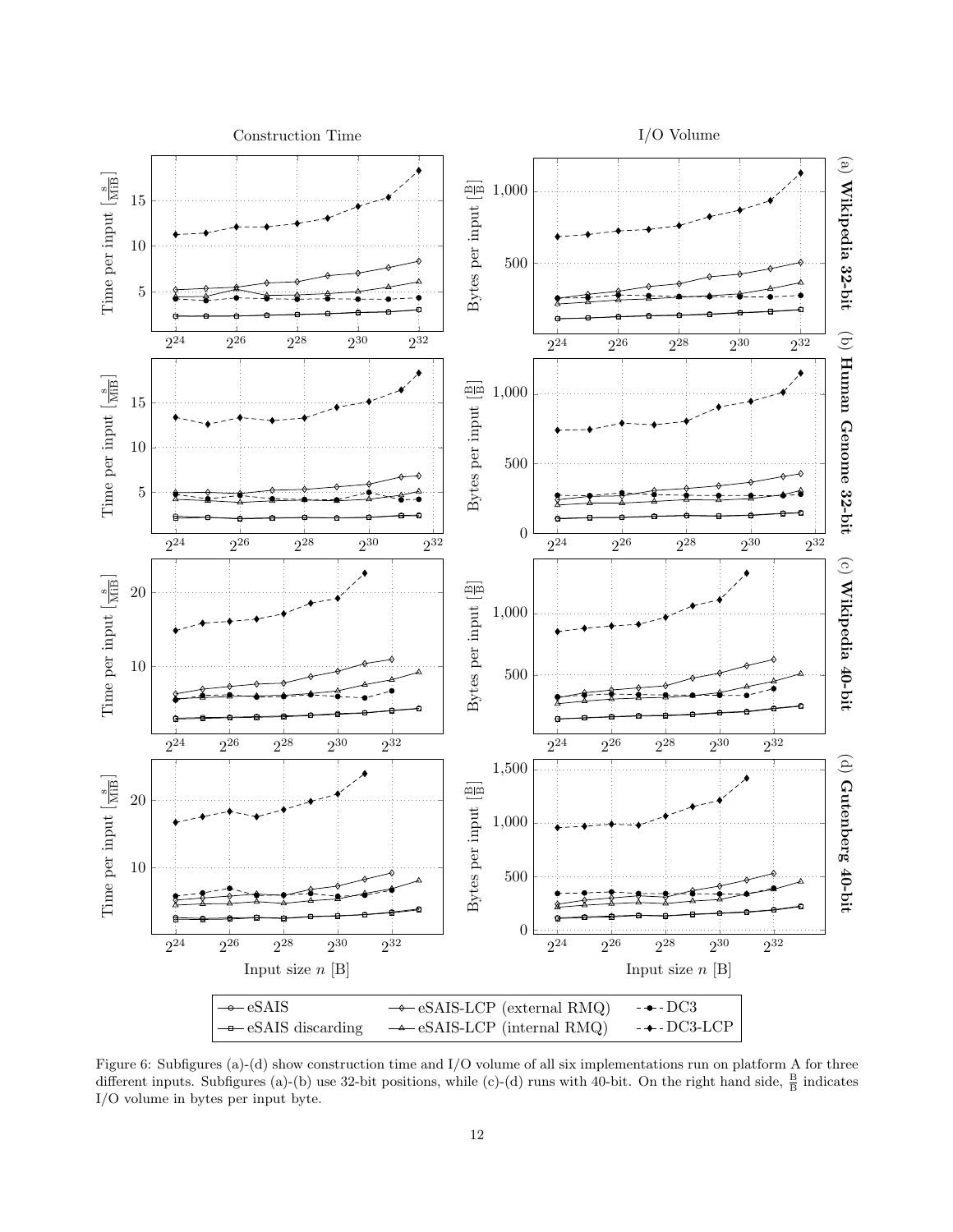Figure 6: Subfigures (a)-(d) show construction time and I/O volume of all six implementations run on platform A for three different inputs. Subfigures (a)-(b) use 32-bit positions, while (c)-(d) runs with 40-bit. On the right hand side, $\frac{\text{B}}{\text{B}}$ indicates I/O volume in bytes per input byte.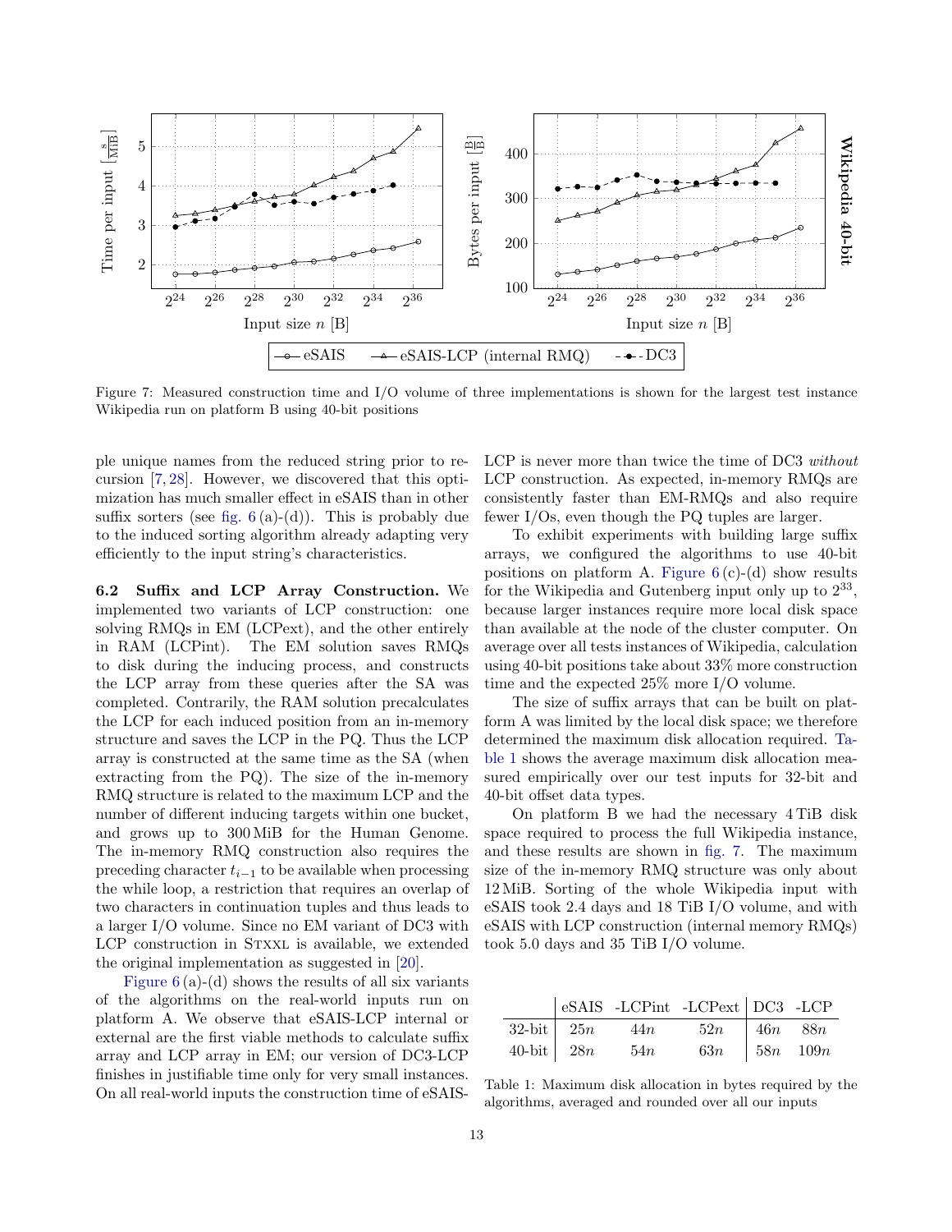Figure 7: Measured construction time and I/O volume of three implementations is shown for the largest test instance Wikipedia run on platform B using 40-bit positions

ple unique names from the reduced string prior to recursion [7, 28]. However, we discovered that this optimization has much smaller effect in eSAIS than in other suffix sorters (see fig. 6 (a)-(d)). This is probably due to the induced sorting algorithm already adapting very efficiently to the input string's characteristics.

**6.2 Suffix and LCP Array Construction.** We implemented two variants of LCP construction: one solving RMQs in EM (LCPext), and the other entirely in RAM (LCPint). The EM solution saves RMQs to disk during the inducing process, and constructs the LCP array from these queries after the SA was completed. Contrarily, the RAM solution precalculates the LCP for each induced position from an in-memory structure and saves the LCP in the PQ. Thus the LCP array is constructed at the same time as the SA (when extracting from the PQ). The size of the in-memory RMQ structure is related to the maximum LCP and the number of different inducing targets within one bucket, and grows up to 300 MiB for the Human Genome. The in-memory RMQ construction also requires the preceding character $t_{i-1}$ to be available when processing the while loop, a restriction that requires an overlap of two characters in continuation tuples and thus leads to a larger I/O volume. Since no EM variant of DC3 with LCP construction in STXXL is available, we extended the original implementation as suggested in [20].

Figure 6 (a)-(d) shows the results of all six variants of the algorithms on the real-world inputs run on platform A. We observe that eSAIS-LCP internal or external are the first viable methods to calculate suffix array and LCP array in EM; our version of DC3-LCP finishes in justifiable time only for very small instances. On all real-world inputs the construction time of eSAIS-LCP is never more than twice the time of DC3 *without* LCP construction. As expected, in-memory RMQs are consistently faster than EM-RMQs and also require fewer I/Os, even though the PQ tuples are larger.

To exhibit experiments with building large suffix arrays, we configured the algorithms to use 40-bit positions on platform A. Figure 6 (c)-(d) show results for the Wikipedia and Gutenberg input only up to $2^{33}$, because larger instances require more local disk space than available at the node of the cluster computer. On average over all tests instances of Wikipedia, calculation using 40-bit positions take about 33% more construction time and the expected 25% more I/O volume.

The size of suffix arrays that can be built on platform A was limited by the local disk space; we therefore determined the maximum disk allocation required. Table 1 shows the average maximum disk allocation measured empirically over our test inputs for 32-bit and 40-bit offset data types.

On platform B we had the necessary 4 TiB disk space required to process the full Wikipedia instance, and these results are shown in fig. 7. The maximum size of the in-memory RMQ structure was only about 12 MiB. Sorting of the whole Wikipedia input with eSAIS took 2.4 days and 18 TiB I/O volume, and with eSAIS with LCP construction (internal memory RMQs) took 5.0 days and 35 TiB I/O volume.

| | eSAIS | -LCPint | -LCPext | DC3 | -LCP |
|---|---|---|---|---|---|
| 32-bit | $25n$ | $44n$ | $52n$ | $46n$ | $88n$ |
| 40-bit | $28n$ | $54n$ | $63n$ | $58n$ | $109n$ |

Table 1: Maximum disk allocation in bytes required by the algorithms, averaged and rounded over all our inputs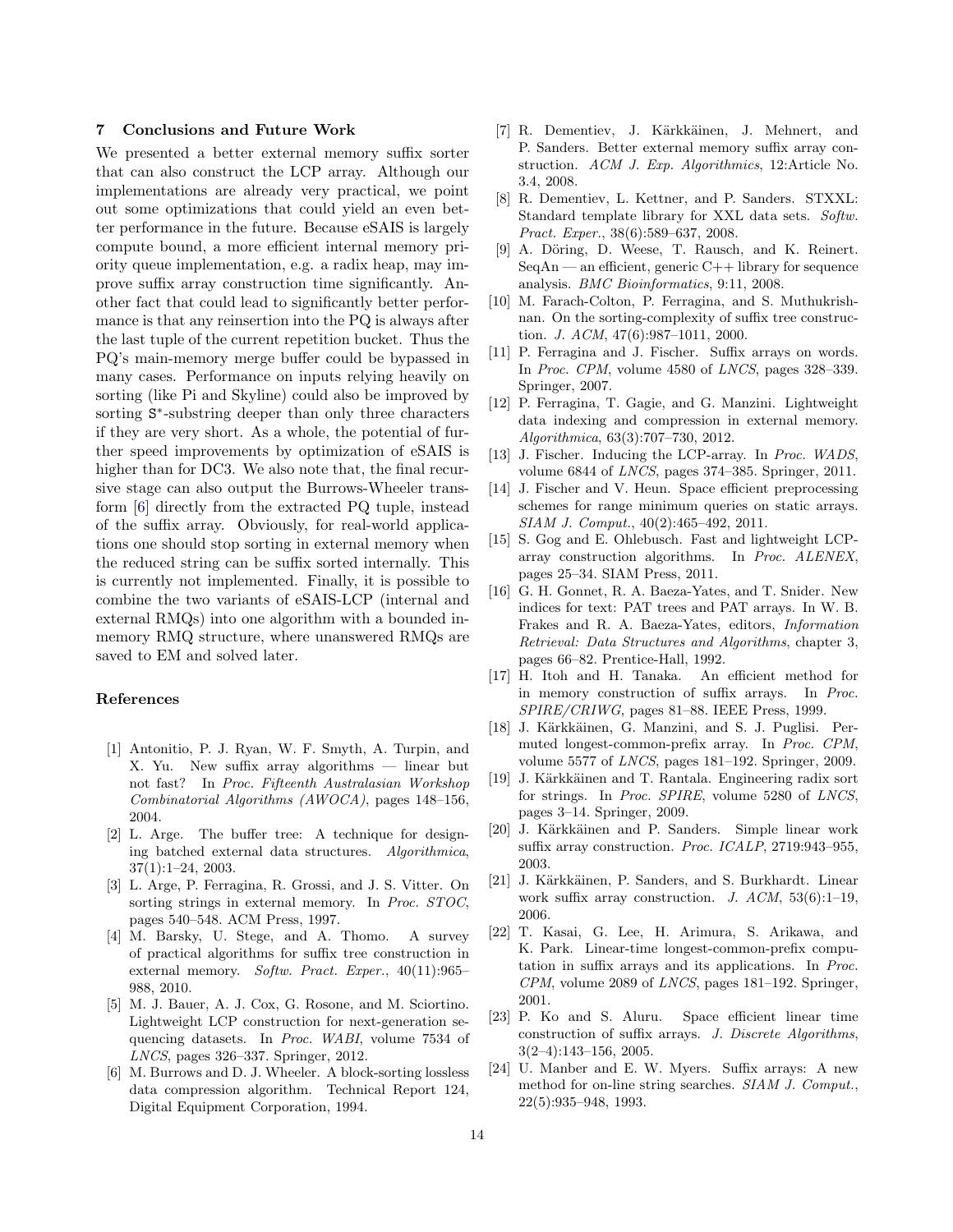## 7 Conclusions and Future Work

We presented a better external memory suffix sorter that can also construct the LCP array. Although our implementations are already very practical, we point out some optimizations that could yield an even better performance in the future. Because eSAIS is largely compute bound, a more efficient internal memory priority queue implementation, e.g. a radix heap, may improve suffix array construction time significantly. Another fact that could lead to significantly better performance is that any reinsertion into the PQ is always after the last tuple of the current repetition bucket. Thus the PQ's main-memory merge buffer could be bypassed in many cases. Performance on inputs relying heavily on sorting (like Pi and Skyline) could also be improved by sorting $\mathtt{S}^*$-substring deeper than only three characters if they are very short. As a whole, the potential of further speed improvements by optimization of eSAIS is higher than for DC3. We also note that, the final recursive stage can also output the Burrows-Wheeler transform [6] directly from the extracted PQ tuple, instead of the suffix array. Obviously, for real-world applications one should stop sorting in external memory when the reduced string can be suffix sorted internally. This is currently not implemented. Finally, it is possible to combine the two variants of eSAIS-LCP (internal and external RMQs) into one algorithm with a bounded inmemory RMQ structure, where unanswered RMQs are saved to EM and solved later.

## References

[1] Antonitio, P. J. Ryan, W. F. Smyth, A. Turpin, and X. Yu. New suffix array algorithms — linear but not fast? In *Proc. Fifteenth Australasian Workshop Combinatorial Algorithms (AWOCA)*, pages 148–156, 2004.

[2] L. Arge. The buffer tree: A technique for designing batched external data structures. *Algorithmica*, 37(1):1–24, 2003.

[3] L. Arge, P. Ferragina, R. Grossi, and J. S. Vitter. On sorting strings in external memory. In *Proc. STOC*, pages 540–548. ACM Press, 1997.

[4] M. Barsky, U. Stege, and A. Thomo. A survey of practical algorithms for suffix tree construction in external memory. *Softw. Pract. Exper.*, 40(11):965–988, 2010.

[5] M. J. Bauer, A. J. Cox, G. Rosone, and M. Sciortino. Lightweight LCP construction for next-generation sequencing datasets. In *Proc. WABI*, volume 7534 of *LNCS*, pages 326–337. Springer, 2012.

[6] M. Burrows and D. J. Wheeler. A block-sorting lossless data compression algorithm. Technical Report 124, Digital Equipment Corporation, 1994.

[7] R. Dementiev, J. Kärkkäinen, J. Mehnert, and P. Sanders. Better external memory suffix array construction. *ACM J. Exp. Algorithmics*, 12:Article No. 3.4, 2008.

[8] R. Dementiev, L. Kettner, and P. Sanders. STXXL: Standard template library for XXL data sets. *Softw. Pract. Exper.*, 38(6):589–637, 2008.

[9] A. Döring, D. Weese, T. Rausch, and K. Reinert. SeqAn — an efficient, generic C++ library for sequence analysis. *BMC Bioinformatics*, 9:11, 2008.

[10] M. Farach-Colton, P. Ferragina, and S. Muthukrishnan. On the sorting-complexity of suffix tree construction. *J. ACM*, 47(6):987–1011, 2000.

[11] P. Ferragina and J. Fischer. Suffix arrays on words. In *Proc. CPM*, volume 4580 of *LNCS*, pages 328–339. Springer, 2007.

[12] P. Ferragina, T. Gagie, and G. Manzini. Lightweight data indexing and compression in external memory. *Algorithmica*, 63(3):707–730, 2012.

[13] J. Fischer. Inducing the LCP-array. In *Proc. WADS*, volume 6844 of *LNCS*, pages 374–385. Springer, 2011.

[14] J. Fischer and V. Heun. Space efficient preprocessing schemes for range minimum queries on static arrays. *SIAM J. Comput.*, 40(2):465–492, 2011.

[15] S. Gog and E. Ohlebusch. Fast and lightweight LCP-array construction algorithms. In *Proc. ALENEX*, pages 25–34. SIAM Press, 2011.

[16] G. H. Gonnet, R. A. Baeza-Yates, and T. Snider. New indices for text: PAT trees and PAT arrays. In W. B. Frakes and R. A. Baeza-Yates, editors, *Information Retrieval: Data Structures and Algorithms*, chapter 3, pages 66–82. Prentice-Hall, 1992.

[17] H. Itoh and H. Tanaka. An efficient method for in memory construction of suffix arrays. In *Proc. SPIRE/CRIWG*, pages 81–88. IEEE Press, 1999.

[18] J. Kärkkäinen, G. Manzini, and S. J. Puglisi. Permuted longest-common-prefix array. In *Proc. CPM*, volume 5577 of *LNCS*, pages 181–192. Springer, 2009.

[19] J. Kärkkäinen and T. Rantala. Engineering radix sort for strings. In *Proc. SPIRE*, volume 5280 of *LNCS*, pages 3–14. Springer, 2009.

[20] J. Kärkkäinen and P. Sanders. Simple linear work suffix array construction. *Proc. ICALP*, 2719:943–955, 2003.

[21] J. Kärkkäinen, P. Sanders, and S. Burkhardt. Linear work suffix array construction. *J. ACM*, 53(6):1–19, 2006.

[22] T. Kasai, G. Lee, H. Arimura, S. Arikawa, and K. Park. Linear-time longest-common-prefix computation in suffix arrays and its applications. In *Proc. CPM*, volume 2089 of *LNCS*, pages 181–192. Springer, 2001.

[23] P. Ko and S. Aluru. Space efficient linear time construction of suffix arrays. *J. Discrete Algorithms*, 3(2–4):143–156, 2005.

[24] U. Manber and E. W. Myers. Suffix arrays: A new method for on-line string searches. *SIAM J. Comput.*, 22(5):935–948, 1993.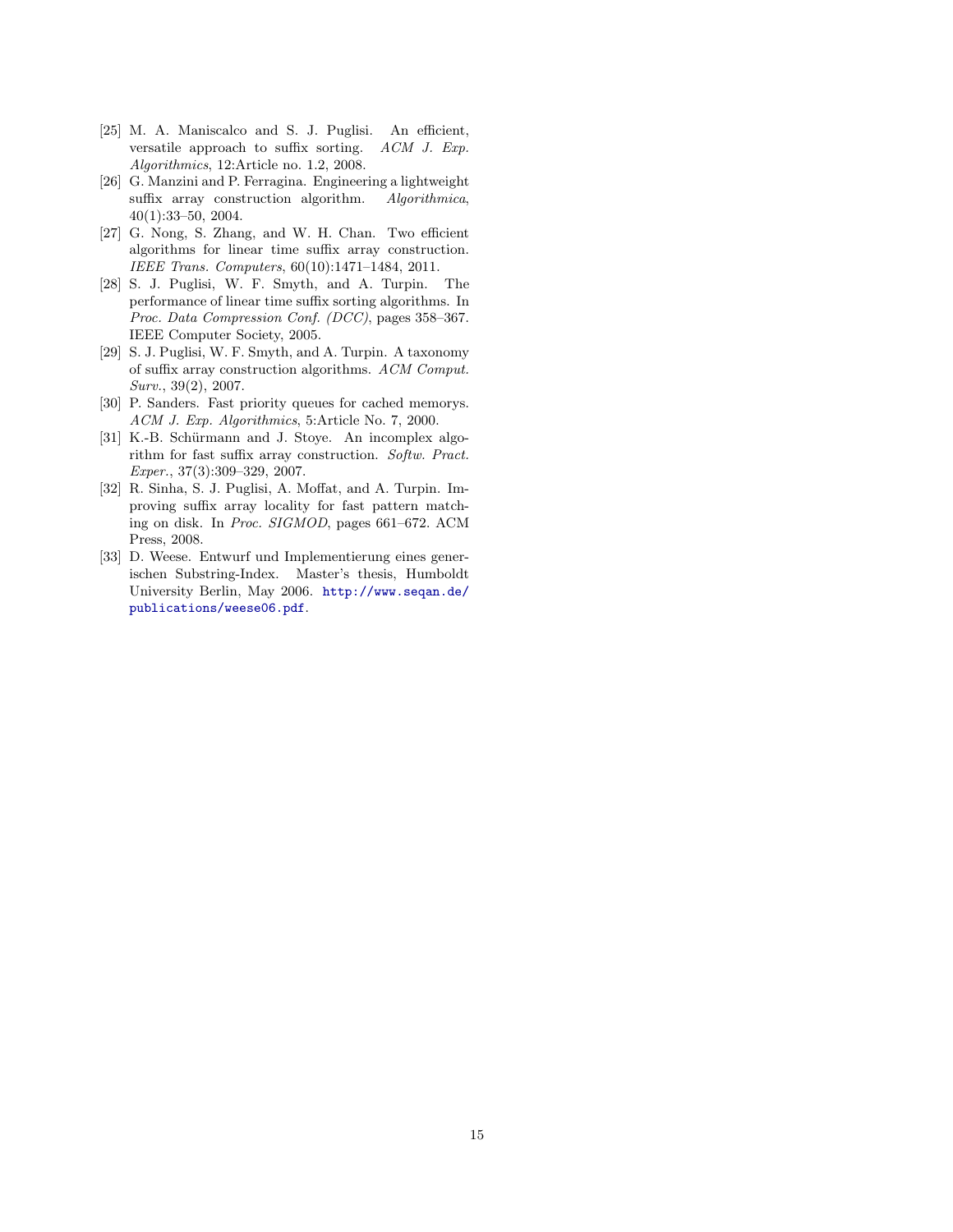[25] M. A. Maniscalco and S. J. Puglisi. An efficient, versatile approach to suffix sorting. *ACM J. Exp. Algorithmics*, 12:Article no. 1.2, 2008.

[26] G. Manzini and P. Ferragina. Engineering a lightweight suffix array construction algorithm. *Algorithmica*, 40(1):33–50, 2004.

[27] G. Nong, S. Zhang, and W. H. Chan. Two efficient algorithms for linear time suffix array construction. *IEEE Trans. Computers*, 60(10):1471–1484, 2011.

[28] S. J. Puglisi, W. F. Smyth, and A. Turpin. The performance of linear time suffix sorting algorithms. In *Proc. Data Compression Conf. (DCC)*, pages 358–367. IEEE Computer Society, 2005.

[29] S. J. Puglisi, W. F. Smyth, and A. Turpin. A taxonomy of suffix array construction algorithms. *ACM Comput. Surv.*, 39(2), 2007.

[30] P. Sanders. Fast priority queues for cached memorys. *ACM J. Exp. Algorithmics*, 5:Article No. 7, 2000.

[31] K.-B. Schürmann and J. Stoye. An incomplex algorithm for fast suffix array construction. *Softw. Pract. Exper.*, 37(3):309–329, 2007.

[32] R. Sinha, S. J. Puglisi, A. Moffat, and A. Turpin. Improving suffix array locality for fast pattern matching on disk. In *Proc. SIGMOD*, pages 661–672. ACM Press, 2008.

[33] D. Weese. Entwurf und Implementierung eines generischen Substring-Index. Master's thesis, Humboldt University Berlin, May 2006. http://www.seqan.de/publications/weese06.pdf.